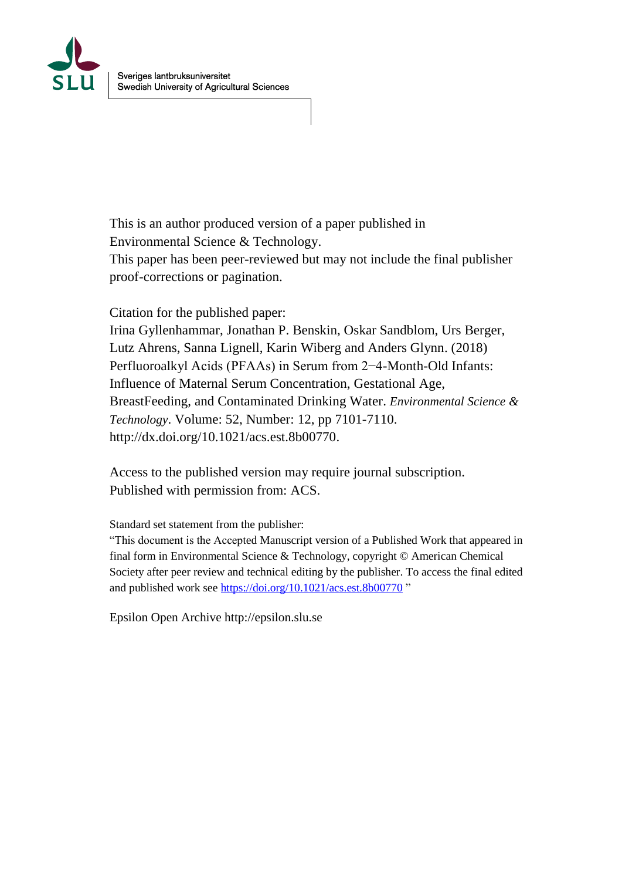Sveriges lantbruksuniversitet
Swedish University of Agricultural Sciences

This is an author produced version of a paper published in Environmental Science & Technology.
This paper has been peer-reviewed but may not include the final publisher proof-corrections or pagination.

Citation for the published paper:
Irina Gyllenhammar, Jonathan P. Benskin, Oskar Sandblom, Urs Berger, Lutz Ahrens, Sanna Lignell, Karin Wiberg and Anders Glynn. (2018) Perfluoroalkyl Acids (PFAAs) in Serum from 2−4-Month-Old Infants: Influence of Maternal Serum Concentration, Gestational Age, BreastFeeding, and Contaminated Drinking Water. *Environmental Science & Technology*. Volume: 52, Number: 12, pp 7101-7110.
http://dx.doi.org/10.1021/acs.est.8b00770.

Access to the published version may require journal subscription.
Published with permission from: ACS.

Standard set statement from the publisher:
"This document is the Accepted Manuscript version of a Published Work that appeared in final form in Environmental Science & Technology, copyright © American Chemical Society after peer review and technical editing by the publisher. To access the final edited and published work see https://doi.org/10.1021/acs.est.8b00770 "

Epsilon Open Archive http://epsilon.slu.se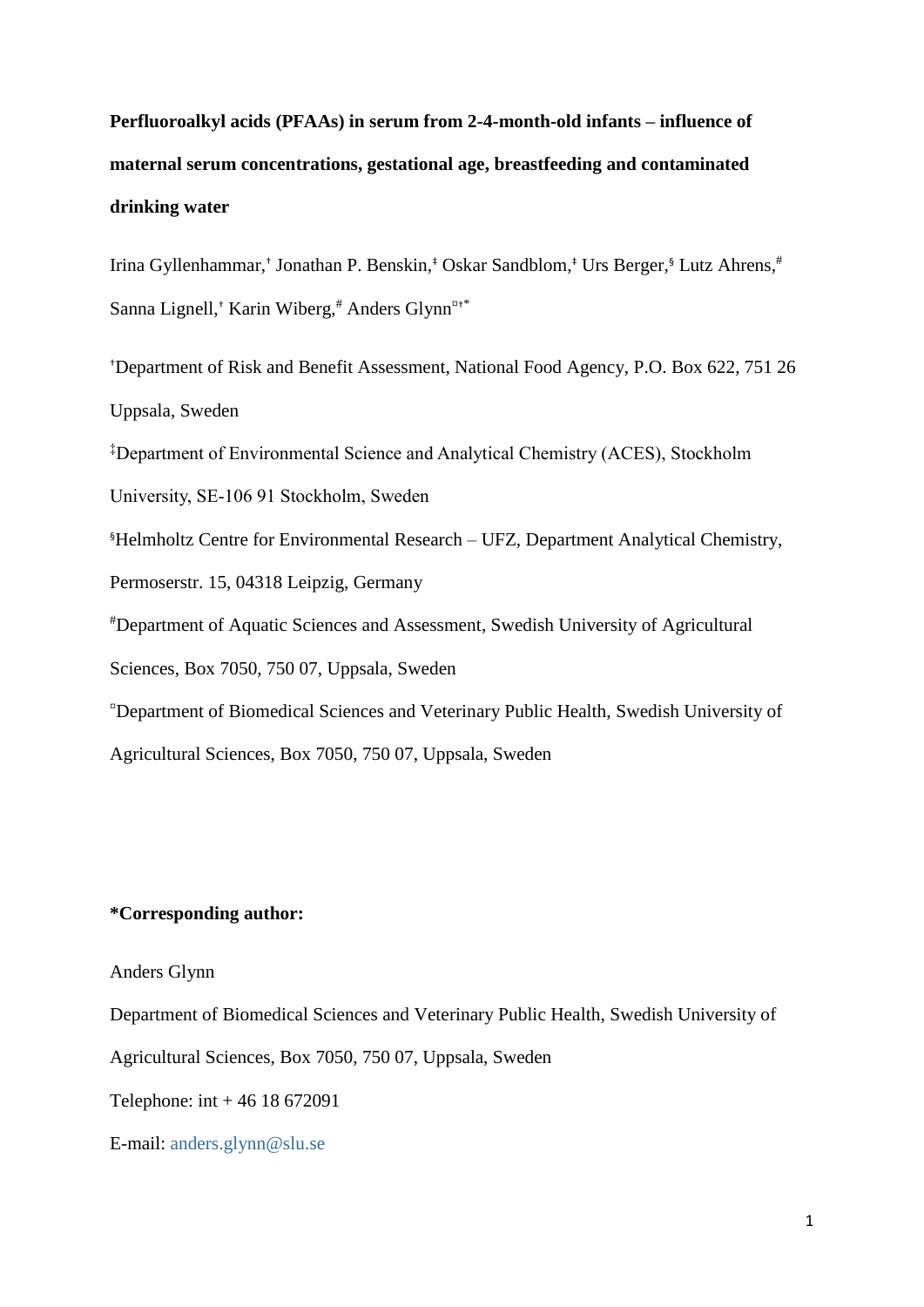**Perfluoroalkyl acids (PFAAs) in serum from 2-4-month-old infants – influence of maternal serum concentrations, gestational age, breastfeeding and contaminated drinking water**

Irina Gyllenhammar,[†] Jonathan P. Benskin,[‡] Oskar Sandblom,[‡] Urs Berger,[§] Lutz Ahrens,[#] Sanna Lignell,[†] Karin Wiberg,[#] Anders Glynn[¤†*]

[†]Department of Risk and Benefit Assessment, National Food Agency, P.O. Box 622, 751 26 Uppsala, Sweden

[‡]Department of Environmental Science and Analytical Chemistry (ACES), Stockholm University, SE-106 91 Stockholm, Sweden

[§]Helmholtz Centre for Environmental Research – UFZ, Department Analytical Chemistry, Permoserstr. 15, 04318 Leipzig, Germany

[#]Department of Aquatic Sciences and Assessment, Swedish University of Agricultural Sciences, Box 7050, 750 07, Uppsala, Sweden

[¤]Department of Biomedical Sciences and Veterinary Public Health, Swedish University of Agricultural Sciences, Box 7050, 750 07, Uppsala, Sweden

**\*Corresponding author:**

Anders Glynn

Department of Biomedical Sciences and Veterinary Public Health, Swedish University of Agricultural Sciences, Box 7050, 750 07, Uppsala, Sweden

Telephone: int + 46 18 672091

E-mail: anders.glynn@slu.se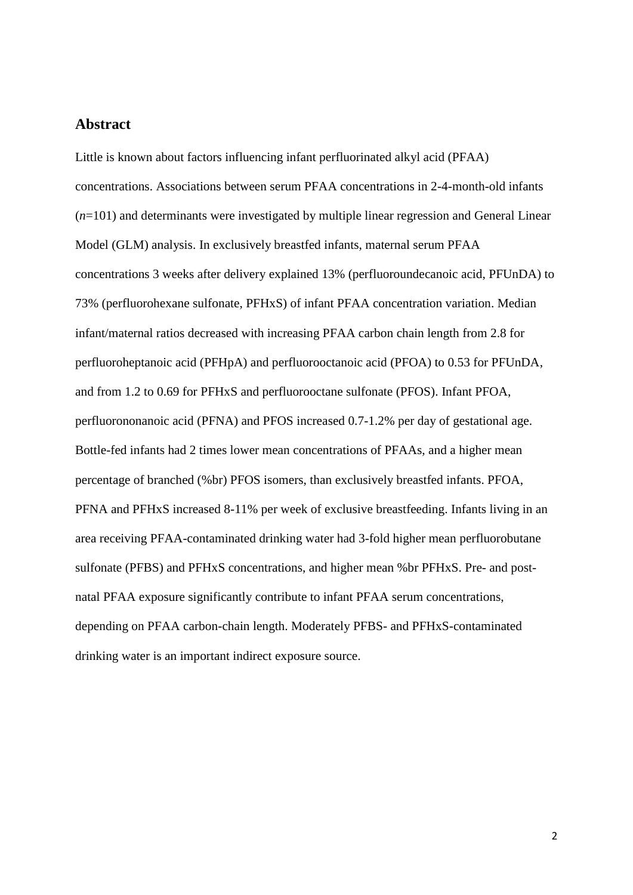## Abstract

Little is known about factors influencing infant perfluorinated alkyl acid (PFAA) concentrations. Associations between serum PFAA concentrations in 2-4-month-old infants (*n*=101) and determinants were investigated by multiple linear regression and General Linear Model (GLM) analysis. In exclusively breastfed infants, maternal serum PFAA concentrations 3 weeks after delivery explained 13% (perfluoroundecanoic acid, PFUnDA) to 73% (perfluorohexane sulfonate, PFHxS) of infant PFAA concentration variation. Median infant/maternal ratios decreased with increasing PFAA carbon chain length from 2.8 for perfluoroheptanoic acid (PFHpA) and perfluorooctanoic acid (PFOA) to 0.53 for PFUnDA, and from 1.2 to 0.69 for PFHxS and perfluorooctane sulfonate (PFOS). Infant PFOA, perfluorononanoic acid (PFNA) and PFOS increased 0.7-1.2% per day of gestational age. Bottle-fed infants had 2 times lower mean concentrations of PFAAs, and a higher mean percentage of branched (%br) PFOS isomers, than exclusively breastfed infants. PFOA, PFNA and PFHxS increased 8-11% per week of exclusive breastfeeding. Infants living in an area receiving PFAA-contaminated drinking water had 3-fold higher mean perfluorobutane sulfonate (PFBS) and PFHxS concentrations, and higher mean %br PFHxS. Pre- and post-natal PFAA exposure significantly contribute to infant PFAA serum concentrations, depending on PFAA carbon-chain length. Moderately PFBS- and PFHxS-contaminated drinking water is an important indirect exposure source.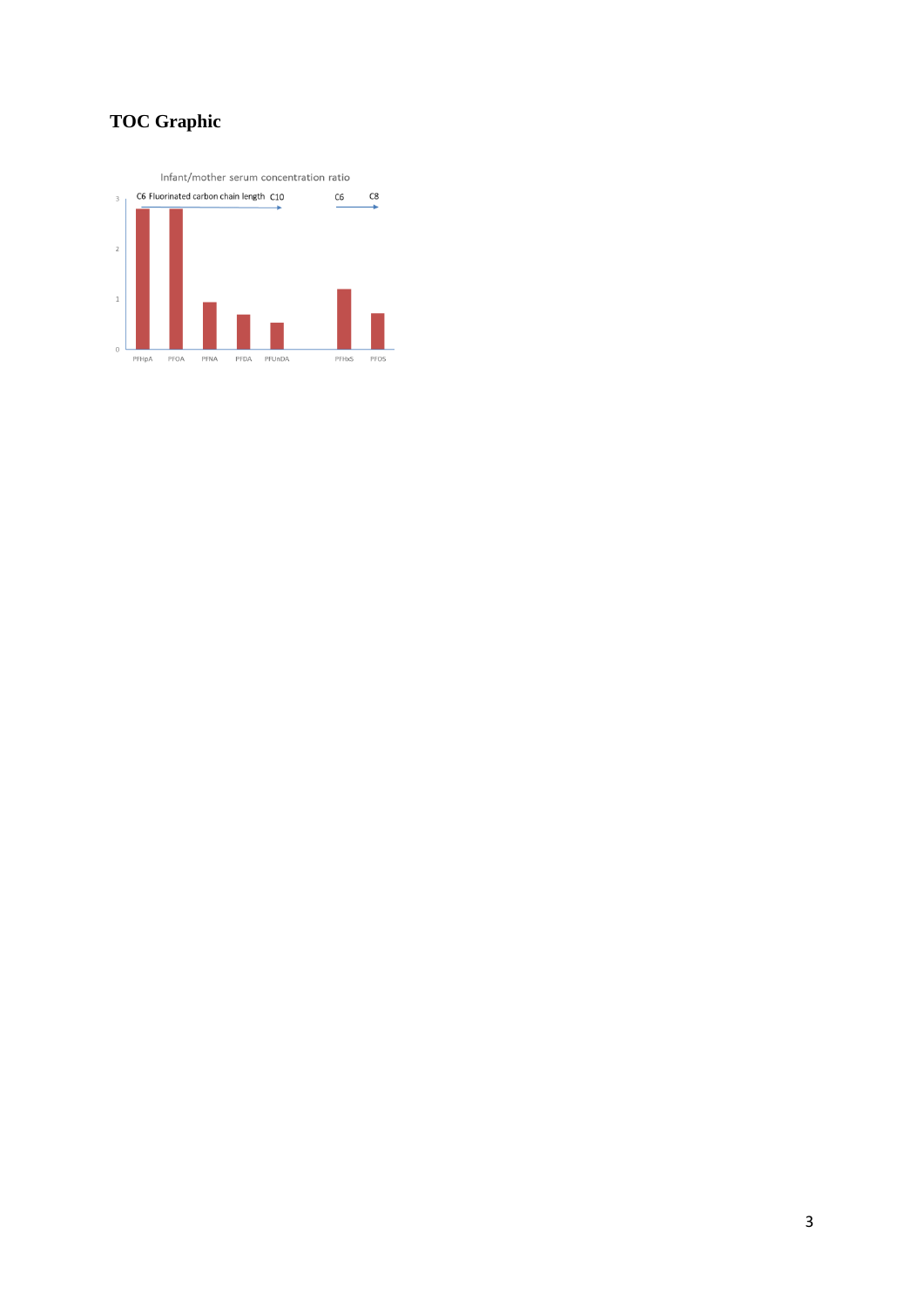# TOC Graphic

Infant/mother serum concentration ratio

C6 Fluorinated carbon chain length C10

C6 C8

PFHpA PFOA PFNA PFDA PFUnDA PFHxS PFOS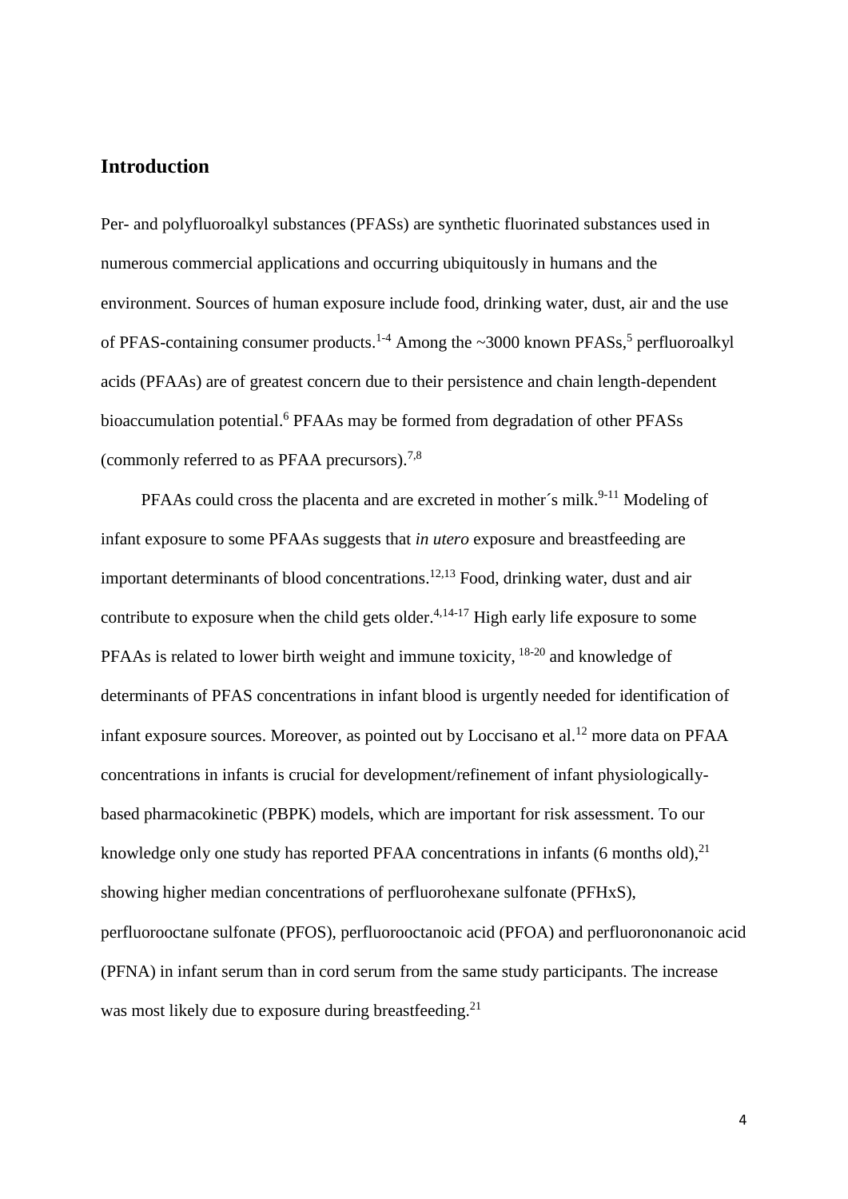## Introduction

Per- and polyfluoroalkyl substances (PFASs) are synthetic fluorinated substances used in numerous commercial applications and occurring ubiquitously in humans and the environment. Sources of human exposure include food, drinking water, dust, air and the use of PFAS-containing consumer products.[1-4] Among the ~3000 known PFASs,[5] perfluoroalkyl acids (PFAAs) are of greatest concern due to their persistence and chain length-dependent bioaccumulation potential.[6] PFAAs may be formed from degradation of other PFASs (commonly referred to as PFAA precursors).[7,8]

PFAAs could cross the placenta and are excreted in mother´s milk.[9-11] Modeling of infant exposure to some PFAAs suggests that *in utero* exposure and breastfeeding are important determinants of blood concentrations.[12,13] Food, drinking water, dust and air contribute to exposure when the child gets older.[4,14-17] High early life exposure to some PFAAs is related to lower birth weight and immune toxicity, [18-20] and knowledge of determinants of PFAS concentrations in infant blood is urgently needed for identification of infant exposure sources. Moreover, as pointed out by Loccisano et al.[12] more data on PFAA concentrations in infants is crucial for development/refinement of infant physiologically-based pharmacokinetic (PBPK) models, which are important for risk assessment. To our knowledge only one study has reported PFAA concentrations in infants (6 months old),[21] showing higher median concentrations of perfluorohexane sulfonate (PFHxS), perfluorooctane sulfonate (PFOS), perfluorooctanoic acid (PFOA) and perfluorononanoic acid (PFNA) in infant serum than in cord serum from the same study participants. The increase was most likely due to exposure during breastfeeding.[21]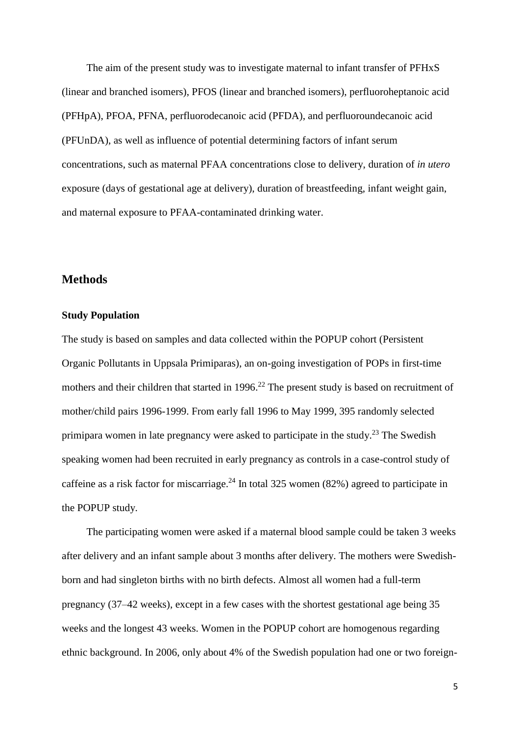The aim of the present study was to investigate maternal to infant transfer of PFHxS (linear and branched isomers), PFOS (linear and branched isomers), perfluoroheptanoic acid (PFHpA), PFOA, PFNA, perfluorodecanoic acid (PFDA), and perfluoroundecanoic acid (PFUnDA), as well as influence of potential determining factors of infant serum concentrations, such as maternal PFAA concentrations close to delivery, duration of *in utero* exposure (days of gestational age at delivery), duration of breastfeeding, infant weight gain, and maternal exposure to PFAA-contaminated drinking water.

## Methods

### Study Population

The study is based on samples and data collected within the POPUP cohort (Persistent Organic Pollutants in Uppsala Primiparas), an on-going investigation of POPs in first-time mothers and their children that started in 1996.[22] The present study is based on recruitment of mother/child pairs 1996-1999. From early fall 1996 to May 1999, 395 randomly selected primipara women in late pregnancy were asked to participate in the study.[23] The Swedish speaking women had been recruited in early pregnancy as controls in a case-control study of caffeine as a risk factor for miscarriage.[24] In total 325 women (82%) agreed to participate in the POPUP study.

The participating women were asked if a maternal blood sample could be taken 3 weeks after delivery and an infant sample about 3 months after delivery. The mothers were Swedish-born and had singleton births with no birth defects. Almost all women had a full-term pregnancy (37–42 weeks), except in a few cases with the shortest gestational age being 35 weeks and the longest 43 weeks. Women in the POPUP cohort are homogenous regarding ethnic background. In 2006, only about 4% of the Swedish population had one or two foreign-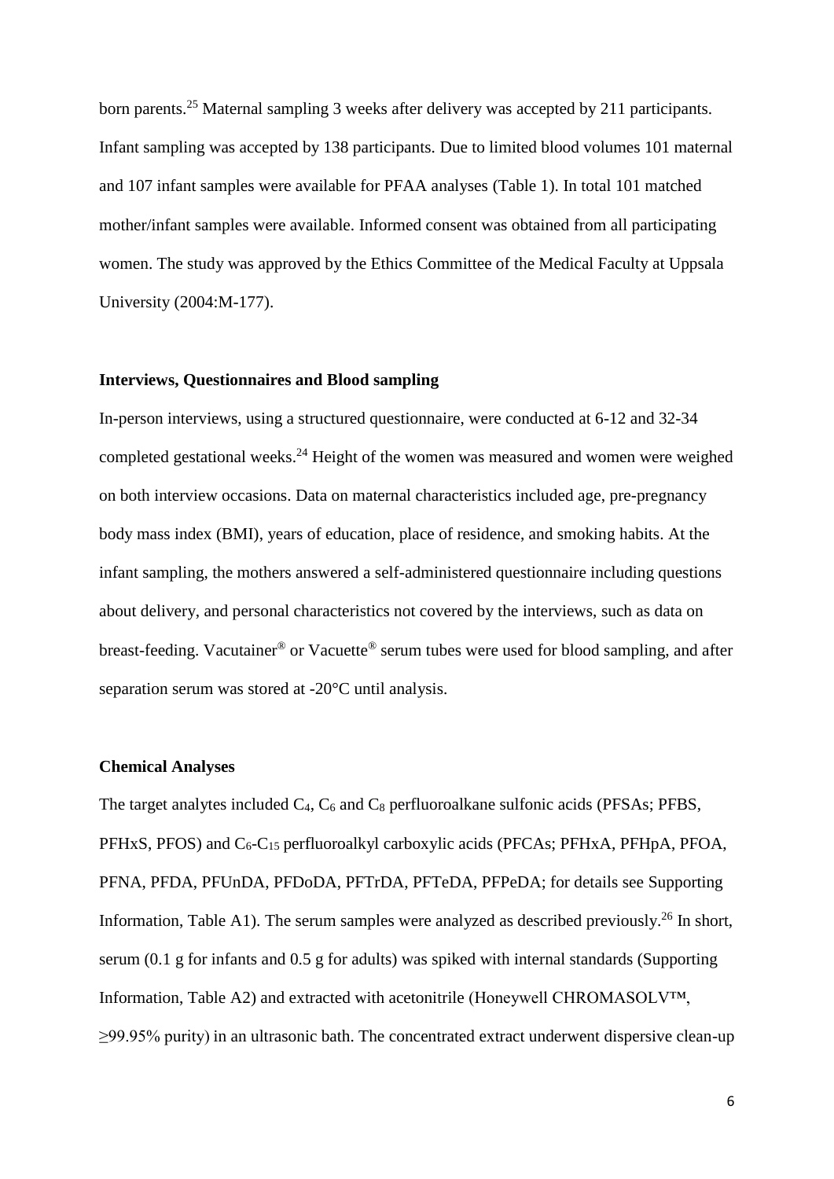born parents.[25] Maternal sampling 3 weeks after delivery was accepted by 211 participants. Infant sampling was accepted by 138 participants. Due to limited blood volumes 101 maternal and 107 infant samples were available for PFAA analyses (Table 1). In total 101 matched mother/infant samples were available. Informed consent was obtained from all participating women. The study was approved by the Ethics Committee of the Medical Faculty at Uppsala University (2004:M-177).

### Interviews, Questionnaires and Blood sampling

In-person interviews, using a structured questionnaire, were conducted at 6-12 and 32-34 completed gestational weeks.[24] Height of the women was measured and women were weighed on both interview occasions. Data on maternal characteristics included age, pre-pregnancy body mass index (BMI), years of education, place of residence, and smoking habits. At the infant sampling, the mothers answered a self-administered questionnaire including questions about delivery, and personal characteristics not covered by the interviews, such as data on breast-feeding. Vacutainer® or Vacuette® serum tubes were used for blood sampling, and after separation serum was stored at -20°C until analysis.

### Chemical Analyses

The target analytes included $C_4$, $C_6$ and $C_8$ perfluoroalkane sulfonic acids (PFSAs; PFBS, PFHxS, PFOS) and $C_6$-$C_{15}$ perfluoroalkyl carboxylic acids (PFCAs; PFHxA, PFHpA, PFOA, PFNA, PFDA, PFUnDA, PFDoDA, PFTrDA, PFTeDA, PFPeDA; for details see Supporting Information, Table A1). The serum samples were analyzed as described previously.[26] In short, serum (0.1 g for infants and 0.5 g for adults) was spiked with internal standards (Supporting Information, Table A2) and extracted with acetonitrile (Honeywell CHROMASOLV™, ≥99.95% purity) in an ultrasonic bath. The concentrated extract underwent dispersive clean-up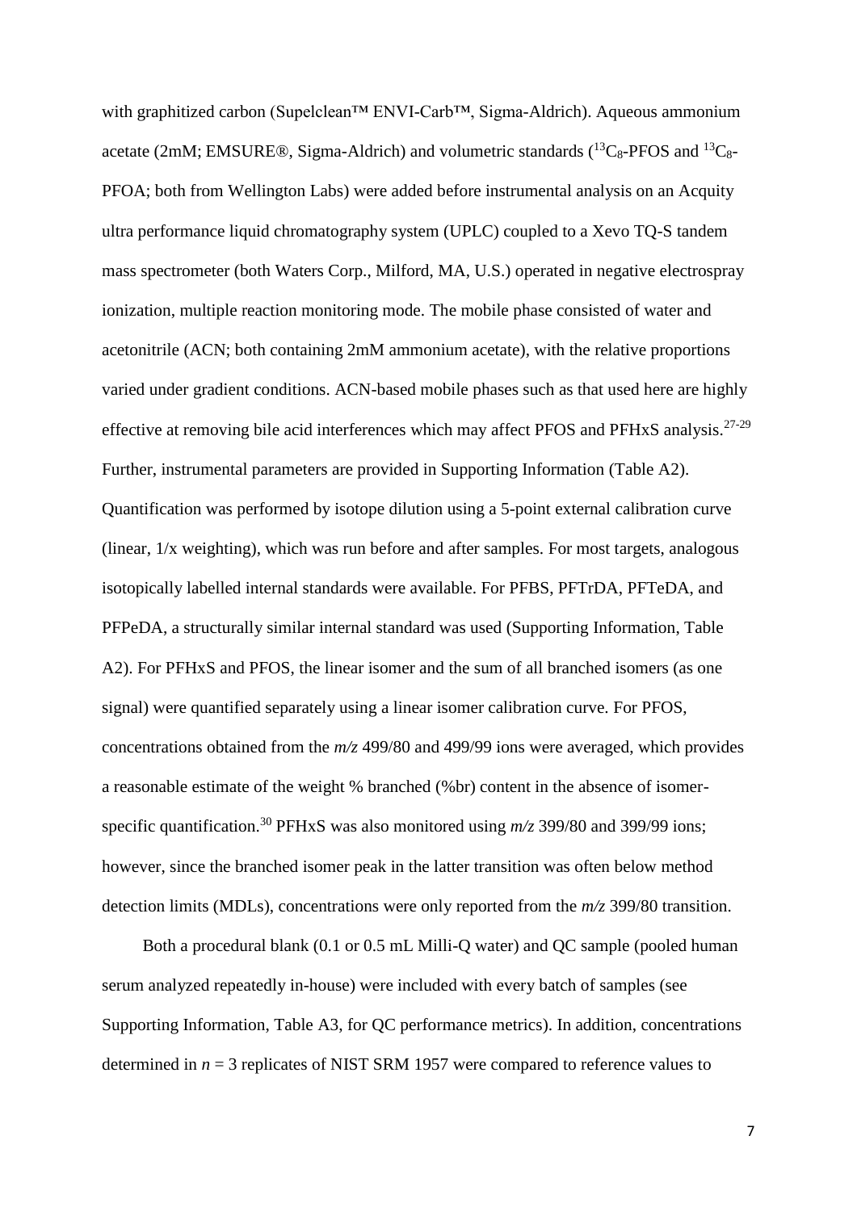with graphitized carbon (Supelclean™ ENVI-Carb™, Sigma-Aldrich). Aqueous ammonium acetate (2mM; EMSURE®, Sigma-Aldrich) and volumetric standards ($^{13}C_8$-PFOS and $^{13}C_8$-PFOA; both from Wellington Labs) were added before instrumental analysis on an Acquity ultra performance liquid chromatography system (UPLC) coupled to a Xevo TQ-S tandem mass spectrometer (both Waters Corp., Milford, MA, U.S.) operated in negative electrospray ionization, multiple reaction monitoring mode. The mobile phase consisted of water and acetonitrile (ACN; both containing 2mM ammonium acetate), with the relative proportions varied under gradient conditions. ACN-based mobile phases such as that used here are highly effective at removing bile acid interferences which may affect PFOS and PFHxS analysis.[27-29] Further, instrumental parameters are provided in Supporting Information (Table A2). Quantification was performed by isotope dilution using a 5-point external calibration curve (linear, 1/x weighting), which was run before and after samples. For most targets, analogous isotopically labelled internal standards were available. For PFBS, PFTrDA, PFTeDA, and PFPeDA, a structurally similar internal standard was used (Supporting Information, Table A2). For PFHxS and PFOS, the linear isomer and the sum of all branched isomers (as one signal) were quantified separately using a linear isomer calibration curve. For PFOS, concentrations obtained from the *m/z* 499/80 and 499/99 ions were averaged, which provides a reasonable estimate of the weight % branched (%br) content in the absence of isomer-specific quantification.[30] PFHxS was also monitored using *m/z* 399/80 and 399/99 ions; however, since the branched isomer peak in the latter transition was often below method detection limits (MDLs), concentrations were only reported from the *m/z* 399/80 transition.

Both a procedural blank (0.1 or 0.5 mL Milli-Q water) and QC sample (pooled human serum analyzed repeatedly in-house) were included with every batch of samples (see Supporting Information, Table A3, for QC performance metrics). In addition, concentrations determined in $n = 3$ replicates of NIST SRM 1957 were compared to reference values to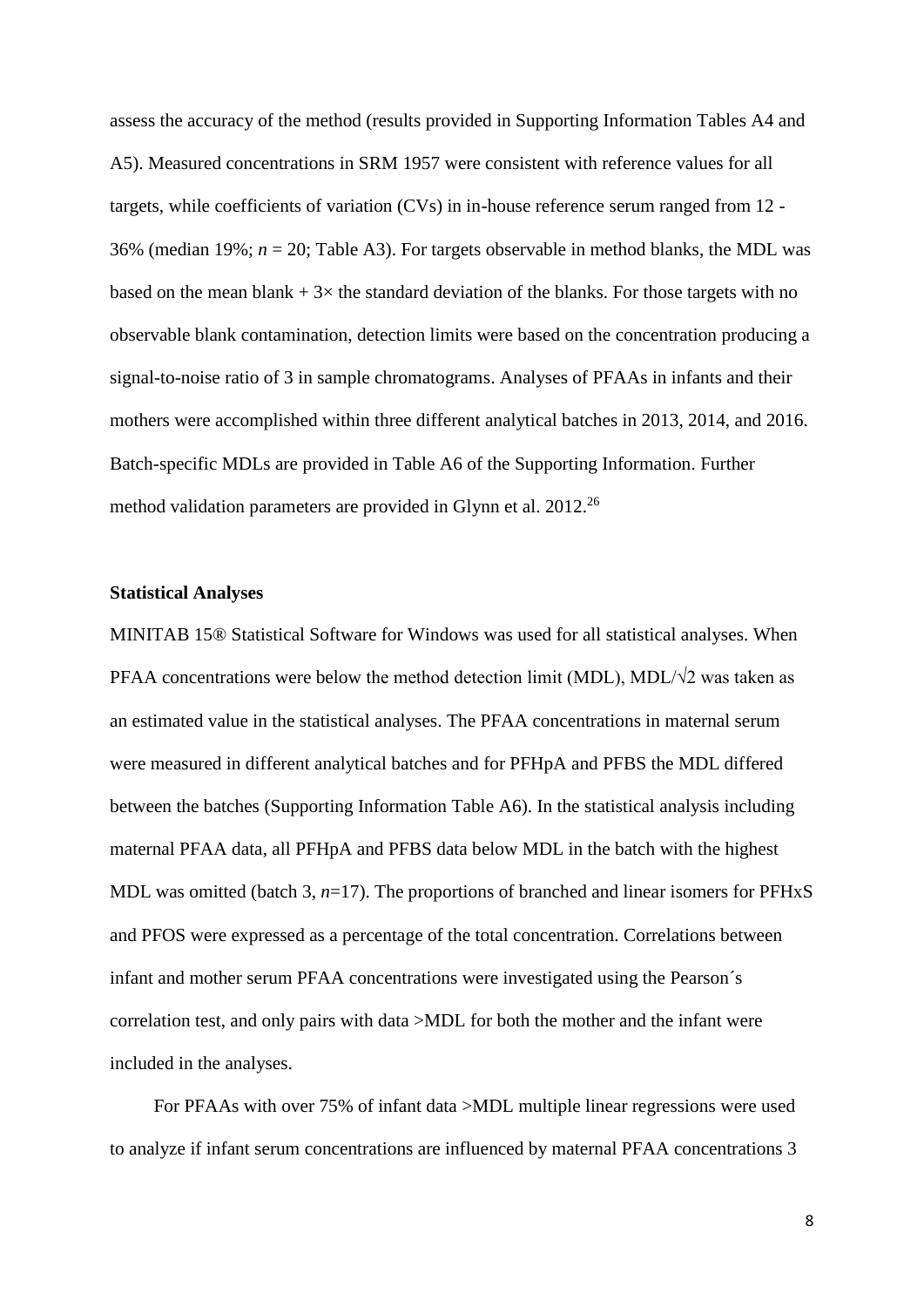assess the accuracy of the method (results provided in Supporting Information Tables A4 and A5). Measured concentrations in SRM 1957 were consistent with reference values for all targets, while coefficients of variation (CVs) in in-house reference serum ranged from 12 - 36% (median 19%; $n$ = 20; Table A3). For targets observable in method blanks, the MDL was based on the mean blank + 3× the standard deviation of the blanks. For those targets with no observable blank contamination, detection limits were based on the concentration producing a signal-to-noise ratio of 3 in sample chromatograms. Analyses of PFAAs in infants and their mothers were accomplished within three different analytical batches in 2013, 2014, and 2016. Batch-specific MDLs are provided in Table A6 of the Supporting Information. Further method validation parameters are provided in Glynn et al. 2012.[26]

### Statistical Analyses

MINITAB 15® Statistical Software for Windows was used for all statistical analyses. When PFAA concentrations were below the method detection limit (MDL), MDL/$\sqrt{2}$ was taken as an estimated value in the statistical analyses. The PFAA concentrations in maternal serum were measured in different analytical batches and for PFHpA and PFBS the MDL differed between the batches (Supporting Information Table A6). In the statistical analysis including maternal PFAA data, all PFHpA and PFBS data below MDL in the batch with the highest MDL was omitted (batch 3, $n$=17). The proportions of branched and linear isomers for PFHxS and PFOS were expressed as a percentage of the total concentration. Correlations between infant and mother serum PFAA concentrations were investigated using the Pearson´s correlation test, and only pairs with data >MDL for both the mother and the infant were included in the analyses.

For PFAAs with over 75% of infant data >MDL multiple linear regressions were used to analyze if infant serum concentrations are influenced by maternal PFAA concentrations 3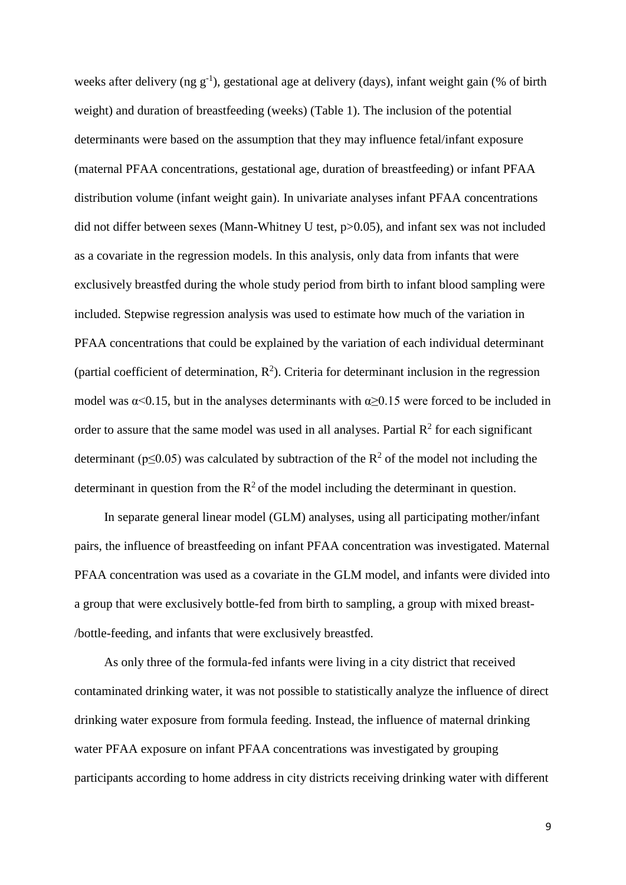weeks after delivery (ng $g^{-1}$), gestational age at delivery (days), infant weight gain (% of birth weight) and duration of breastfeeding (weeks) (Table 1). The inclusion of the potential determinants were based on the assumption that they may influence fetal/infant exposure (maternal PFAA concentrations, gestational age, duration of breastfeeding) or infant PFAA distribution volume (infant weight gain). In univariate analyses infant PFAA concentrations did not differ between sexes (Mann-Whitney U test, $p>0.05$), and infant sex was not included as a covariate in the regression models. In this analysis, only data from infants that were exclusively breastfed during the whole study period from birth to infant blood sampling were included. Stepwise regression analysis was used to estimate how much of the variation in PFAA concentrations that could be explained by the variation of each individual determinant (partial coefficient of determination, $R^2$). Criteria for determinant inclusion in the regression model was $\alpha<0.15$, but in the analyses determinants with $\alpha\geq0.15$ were forced to be included in order to assure that the same model was used in all analyses. Partial $R^2$ for each significant determinant ($p\leq0.05$) was calculated by subtraction of the $R^2$ of the model not including the determinant in question from the $R^2$ of the model including the determinant in question.

In separate general linear model (GLM) analyses, using all participating mother/infant pairs, the influence of breastfeeding on infant PFAA concentration was investigated. Maternal PFAA concentration was used as a covariate in the GLM model, and infants were divided into a group that were exclusively bottle-fed from birth to sampling, a group with mixed breast-/bottle-feeding, and infants that were exclusively breastfed.

As only three of the formula-fed infants were living in a city district that received contaminated drinking water, it was not possible to statistically analyze the influence of direct drinking water exposure from formula feeding. Instead, the influence of maternal drinking water PFAA exposure on infant PFAA concentrations was investigated by grouping participants according to home address in city districts receiving drinking water with different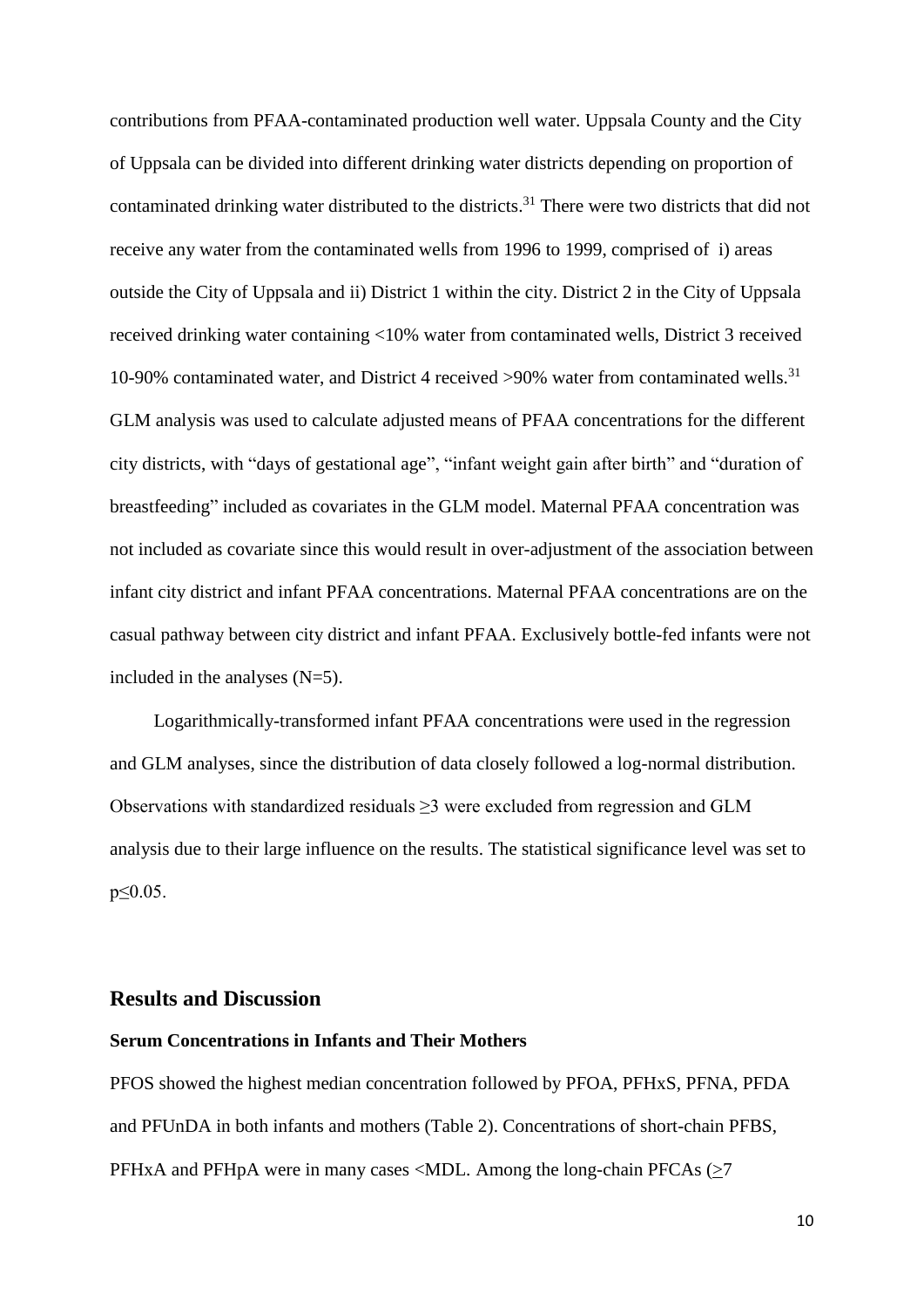contributions from PFAA-contaminated production well water. Uppsala County and the City of Uppsala can be divided into different drinking water districts depending on proportion of contaminated drinking water distributed to the districts.[31] There were two districts that did not receive any water from the contaminated wells from 1996 to 1999, comprised of i) areas outside the City of Uppsala and ii) District 1 within the city. District 2 in the City of Uppsala received drinking water containing <10% water from contaminated wells, District 3 received 10-90% contaminated water, and District 4 received >90% water from contaminated wells.[31] GLM analysis was used to calculate adjusted means of PFAA concentrations for the different city districts, with "days of gestational age", "infant weight gain after birth" and "duration of breastfeeding" included as covariates in the GLM model. Maternal PFAA concentration was not included as covariate since this would result in over-adjustment of the association between infant city district and infant PFAA concentrations. Maternal PFAA concentrations are on the casual pathway between city district and infant PFAA. Exclusively bottle-fed infants were not included in the analyses (N=5).

Logarithmically-transformed infant PFAA concentrations were used in the regression and GLM analyses, since the distribution of data closely followed a log-normal distribution. Observations with standardized residuals $\geq 3$ were excluded from regression and GLM analysis due to their large influence on the results. The statistical significance level was set to $p \leq 0.05$.

## Results and Discussion

### Serum Concentrations in Infants and Their Mothers

PFOS showed the highest median concentration followed by PFOA, PFHxS, PFNA, PFDA and PFUnDA in both infants and mothers (Table 2). Concentrations of short-chain PFBS, PFHxA and PFHpA were in many cases <MDL. Among the long-chain PFCAs ($\geq$7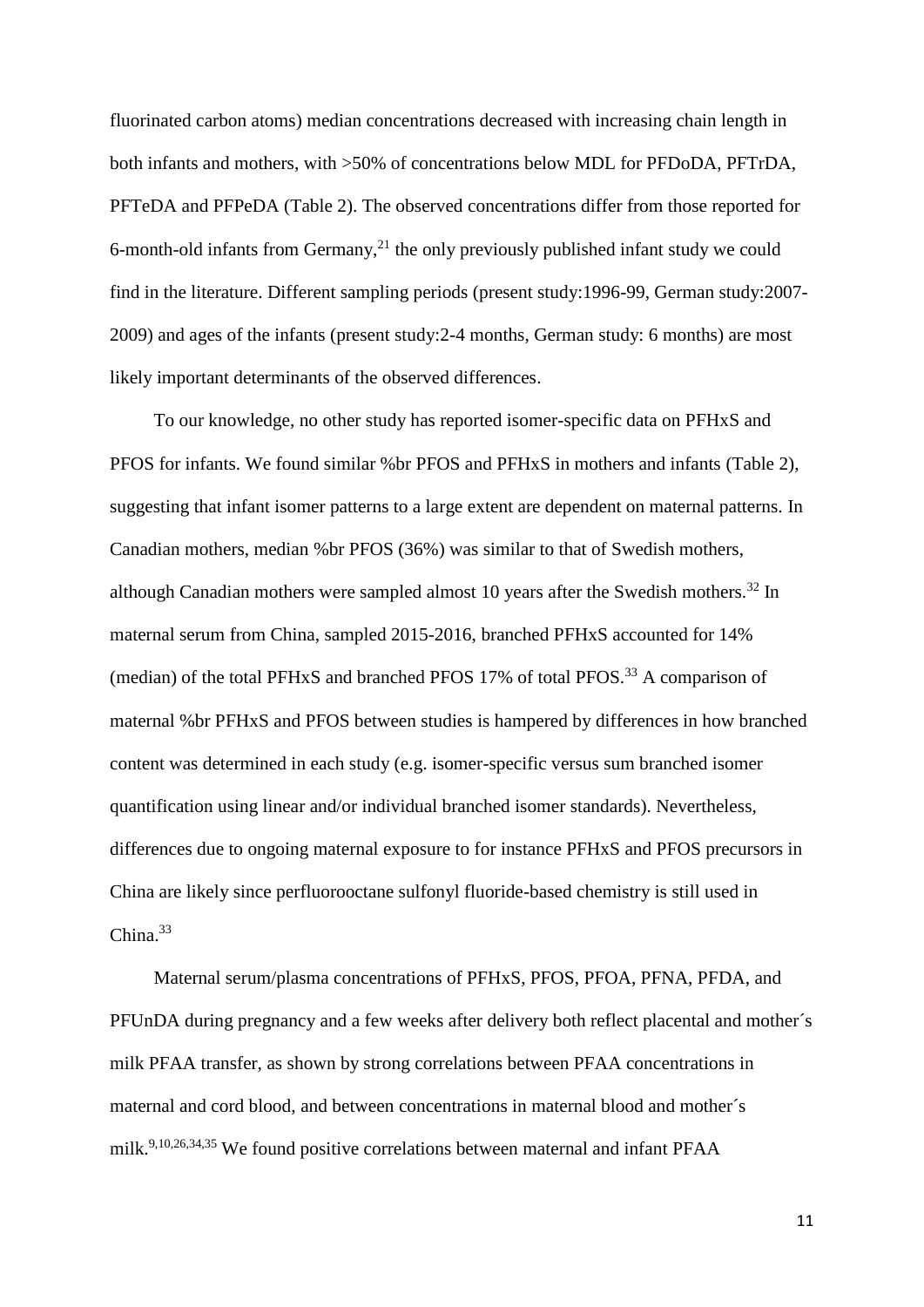fluorinated carbon atoms) median concentrations decreased with increasing chain length in both infants and mothers, with >50% of concentrations below MDL for PFDoDA, PFTrDA, PFTeDA and PFPeDA (Table 2). The observed concentrations differ from those reported for 6-month-old infants from Germany,[21] the only previously published infant study we could find in the literature. Different sampling periods (present study:1996-99, German study:2007-2009) and ages of the infants (present study:2-4 months, German study: 6 months) are most likely important determinants of the observed differences.

To our knowledge, no other study has reported isomer-specific data on PFHxS and PFOS for infants. We found similar %br PFOS and PFHxS in mothers and infants (Table 2), suggesting that infant isomer patterns to a large extent are dependent on maternal patterns. In Canadian mothers, median %br PFOS (36%) was similar to that of Swedish mothers, although Canadian mothers were sampled almost 10 years after the Swedish mothers.[32] In maternal serum from China, sampled 2015-2016, branched PFHxS accounted for 14% (median) of the total PFHxS and branched PFOS 17% of total PFOS.[33] A comparison of maternal %br PFHxS and PFOS between studies is hampered by differences in how branched content was determined in each study (e.g. isomer-specific versus sum branched isomer quantification using linear and/or individual branched isomer standards). Nevertheless, differences due to ongoing maternal exposure to for instance PFHxS and PFOS precursors in China are likely since perfluorooctane sulfonyl fluoride-based chemistry is still used in China.[33]

Maternal serum/plasma concentrations of PFHxS, PFOS, PFOA, PFNA, PFDA, and PFUnDA during pregnancy and a few weeks after delivery both reflect placental and mother´s milk PFAA transfer, as shown by strong correlations between PFAA concentrations in maternal and cord blood, and between concentrations in maternal blood and mother´s milk.[9,10,26,34,35] We found positive correlations between maternal and infant PFAA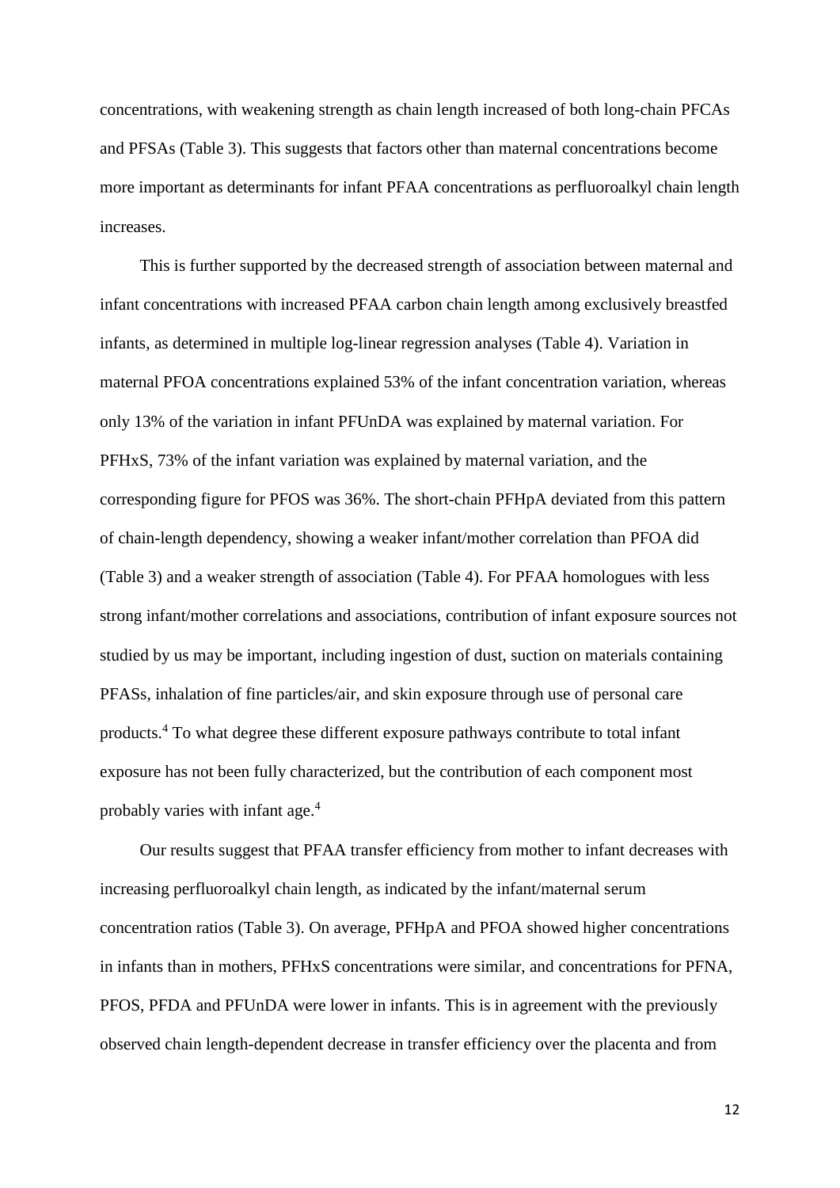concentrations, with weakening strength as chain length increased of both long-chain PFCAs and PFSAs (Table 3). This suggests that factors other than maternal concentrations become more important as determinants for infant PFAA concentrations as perfluoroalkyl chain length increases.

This is further supported by the decreased strength of association between maternal and infant concentrations with increased PFAA carbon chain length among exclusively breastfed infants, as determined in multiple log-linear regression analyses (Table 4). Variation in maternal PFOA concentrations explained 53% of the infant concentration variation, whereas only 13% of the variation in infant PFUnDA was explained by maternal variation. For PFHxS, 73% of the infant variation was explained by maternal variation, and the corresponding figure for PFOS was 36%. The short-chain PFHpA deviated from this pattern of chain-length dependency, showing a weaker infant/mother correlation than PFOA did (Table 3) and a weaker strength of association (Table 4). For PFAA homologues with less strong infant/mother correlations and associations, contribution of infant exposure sources not studied by us may be important, including ingestion of dust, suction on materials containing PFASs, inhalation of fine particles/air, and skin exposure through use of personal care products.[4] To what degree these different exposure pathways contribute to total infant exposure has not been fully characterized, but the contribution of each component most probably varies with infant age.[4]

Our results suggest that PFAA transfer efficiency from mother to infant decreases with increasing perfluoroalkyl chain length, as indicated by the infant/maternal serum concentration ratios (Table 3). On average, PFHpA and PFOA showed higher concentrations in infants than in mothers, PFHxS concentrations were similar, and concentrations for PFNA, PFOS, PFDA and PFUnDA were lower in infants. This is in agreement with the previously observed chain length-dependent decrease in transfer efficiency over the placenta and from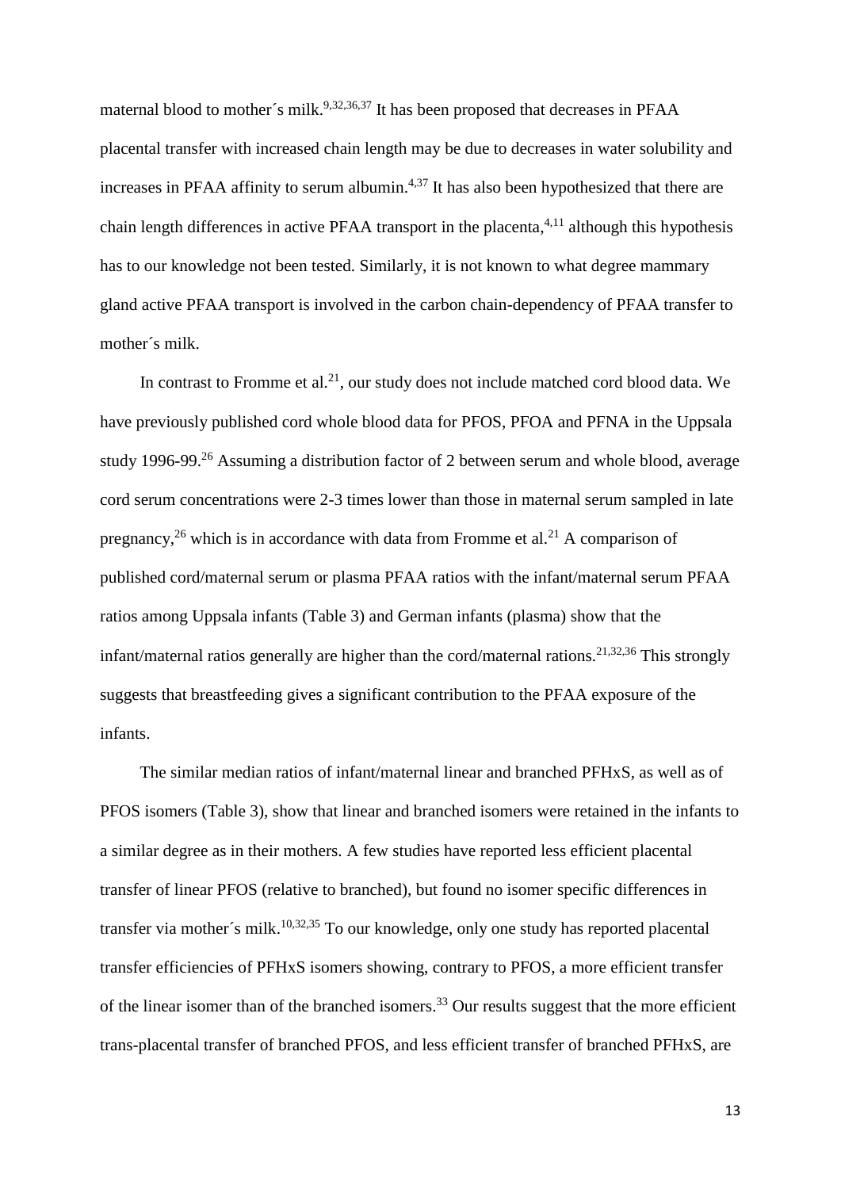maternal blood to mother´s milk.[9,32,36,37] It has been proposed that decreases in PFAA placental transfer with increased chain length may be due to decreases in water solubility and increases in PFAA affinity to serum albumin.[4,37] It has also been hypothesized that there are chain length differences in active PFAA transport in the placenta,[4,11] although this hypothesis has to our knowledge not been tested. Similarly, it is not known to what degree mammary gland active PFAA transport is involved in the carbon chain-dependency of PFAA transfer to mother´s milk.

In contrast to Fromme et al.[21], our study does not include matched cord blood data. We have previously published cord whole blood data for PFOS, PFOA and PFNA in the Uppsala study 1996-99.[26] Assuming a distribution factor of 2 between serum and whole blood, average cord serum concentrations were 2-3 times lower than those in maternal serum sampled in late pregnancy,[26] which is in accordance with data from Fromme et al.[21] A comparison of published cord/maternal serum or plasma PFAA ratios with the infant/maternal serum PFAA ratios among Uppsala infants (Table 3) and German infants (plasma) show that the infant/maternal ratios generally are higher than the cord/maternal rations.[21,32,36] This strongly suggests that breastfeeding gives a significant contribution to the PFAA exposure of the infants.

The similar median ratios of infant/maternal linear and branched PFHxS, as well as of PFOS isomers (Table 3), show that linear and branched isomers were retained in the infants to a similar degree as in their mothers. A few studies have reported less efficient placental transfer of linear PFOS (relative to branched), but found no isomer specific differences in transfer via mother´s milk.[10,32,35] To our knowledge, only one study has reported placental transfer efficiencies of PFHxS isomers showing, contrary to PFOS, a more efficient transfer of the linear isomer than of the branched isomers.[33] Our results suggest that the more efficient trans-placental transfer of branched PFOS, and less efficient transfer of branched PFHxS, are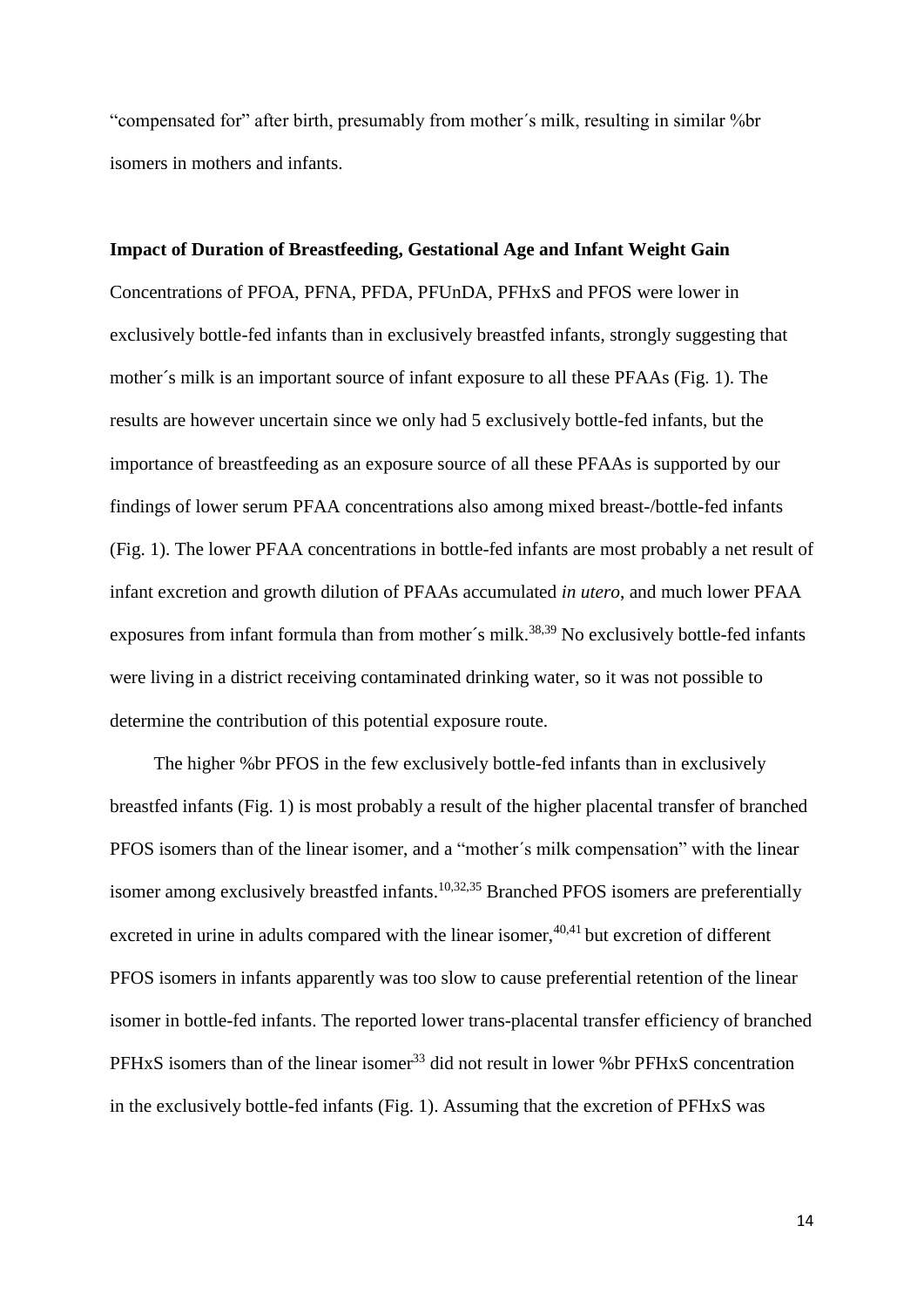"compensated for" after birth, presumably from mother´s milk, resulting in similar %br isomers in mothers and infants.

**Impact of Duration of Breastfeeding, Gestational Age and Infant Weight Gain**

Concentrations of PFOA, PFNA, PFDA, PFUnDA, PFHxS and PFOS were lower in exclusively bottle-fed infants than in exclusively breastfed infants, strongly suggesting that mother´s milk is an important source of infant exposure to all these PFAAs (Fig. 1). The results are however uncertain since we only had 5 exclusively bottle-fed infants, but the importance of breastfeeding as an exposure source of all these PFAAs is supported by our findings of lower serum PFAA concentrations also among mixed breast-/bottle-fed infants (Fig. 1). The lower PFAA concentrations in bottle-fed infants are most probably a net result of infant excretion and growth dilution of PFAAs accumulated *in utero*, and much lower PFAA exposures from infant formula than from mother´s milk.[38,39] No exclusively bottle-fed infants were living in a district receiving contaminated drinking water, so it was not possible to determine the contribution of this potential exposure route.

The higher %br PFOS in the few exclusively bottle-fed infants than in exclusively breastfed infants (Fig. 1) is most probably a result of the higher placental transfer of branched PFOS isomers than of the linear isomer, and a "mother´s milk compensation" with the linear isomer among exclusively breastfed infants.[10,32,35] Branched PFOS isomers are preferentially excreted in urine in adults compared with the linear isomer,[40,41] but excretion of different PFOS isomers in infants apparently was too slow to cause preferential retention of the linear isomer in bottle-fed infants. The reported lower trans-placental transfer efficiency of branched PFHxS isomers than of the linear isomer[33] did not result in lower %br PFHxS concentration in the exclusively bottle-fed infants (Fig. 1). Assuming that the excretion of PFHxS was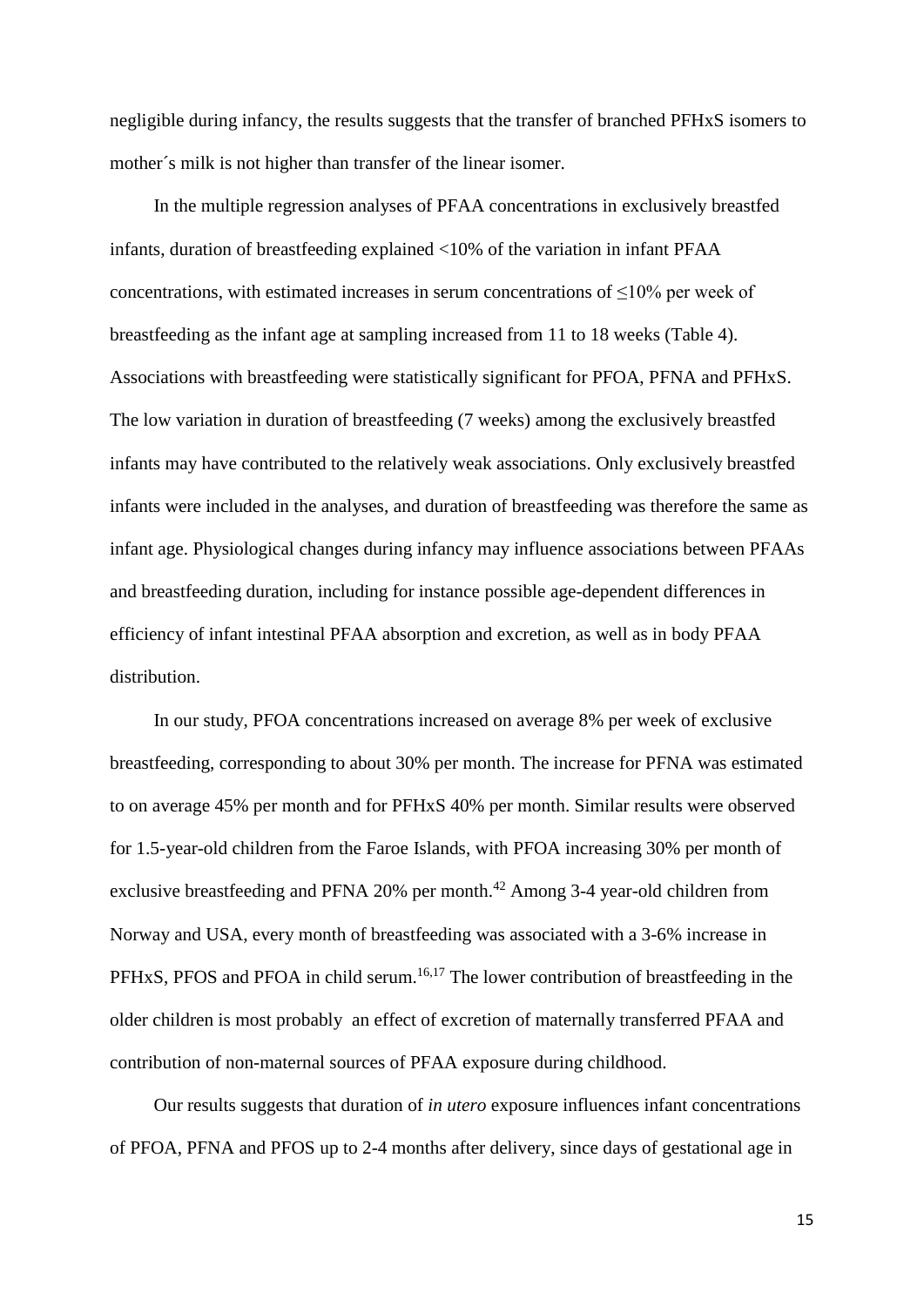negligible during infancy, the results suggests that the transfer of branched PFHxS isomers to mother´s milk is not higher than transfer of the linear isomer.

In the multiple regression analyses of PFAA concentrations in exclusively breastfed infants, duration of breastfeeding explained <10% of the variation in infant PFAA concentrations, with estimated increases in serum concentrations of ≤10% per week of breastfeeding as the infant age at sampling increased from 11 to 18 weeks (Table 4). Associations with breastfeeding were statistically significant for PFOA, PFNA and PFHxS. The low variation in duration of breastfeeding (7 weeks) among the exclusively breastfed infants may have contributed to the relatively weak associations. Only exclusively breastfed infants were included in the analyses, and duration of breastfeeding was therefore the same as infant age. Physiological changes during infancy may influence associations between PFAAs and breastfeeding duration, including for instance possible age-dependent differences in efficiency of infant intestinal PFAA absorption and excretion, as well as in body PFAA distribution.

In our study, PFOA concentrations increased on average 8% per week of exclusive breastfeeding, corresponding to about 30% per month. The increase for PFNA was estimated to on average 45% per month and for PFHxS 40% per month. Similar results were observed for 1.5-year-old children from the Faroe Islands, with PFOA increasing 30% per month of exclusive breastfeeding and PFNA 20% per month.[42] Among 3-4 year-old children from Norway and USA, every month of breastfeeding was associated with a 3-6% increase in PFHxS, PFOS and PFOA in child serum.[16,17] The lower contribution of breastfeeding in the older children is most probably an effect of excretion of maternally transferred PFAA and contribution of non-maternal sources of PFAA exposure during childhood.

Our results suggests that duration of *in utero* exposure influences infant concentrations of PFOA, PFNA and PFOS up to 2-4 months after delivery, since days of gestational age in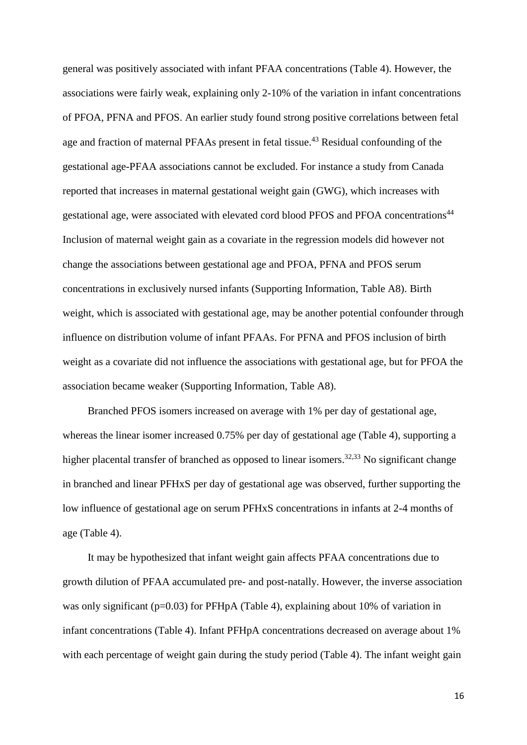general was positively associated with infant PFAA concentrations (Table 4). However, the associations were fairly weak, explaining only 2-10% of the variation in infant concentrations of PFOA, PFNA and PFOS. An earlier study found strong positive correlations between fetal age and fraction of maternal PFAAs present in fetal tissue.[43] Residual confounding of the gestational age-PFAA associations cannot be excluded. For instance a study from Canada reported that increases in maternal gestational weight gain (GWG), which increases with gestational age, were associated with elevated cord blood PFOS and PFOA concentrations[44] Inclusion of maternal weight gain as a covariate in the regression models did however not change the associations between gestational age and PFOA, PFNA and PFOS serum concentrations in exclusively nursed infants (Supporting Information, Table A8). Birth weight, which is associated with gestational age, may be another potential confounder through influence on distribution volume of infant PFAAs. For PFNA and PFOS inclusion of birth weight as a covariate did not influence the associations with gestational age, but for PFOA the association became weaker (Supporting Information, Table A8).

Branched PFOS isomers increased on average with 1% per day of gestational age, whereas the linear isomer increased 0.75% per day of gestational age (Table 4), supporting a higher placental transfer of branched as opposed to linear isomers.[32,33] No significant change in branched and linear PFHxS per day of gestational age was observed, further supporting the low influence of gestational age on serum PFHxS concentrations in infants at 2-4 months of age (Table 4).

It may be hypothesized that infant weight gain affects PFAA concentrations due to growth dilution of PFAA accumulated pre- and post-natally. However, the inverse association was only significant ($p=0.03$) for PFHpA (Table 4), explaining about 10% of variation in infant concentrations (Table 4). Infant PFHpA concentrations decreased on average about 1% with each percentage of weight gain during the study period (Table 4). The infant weight gain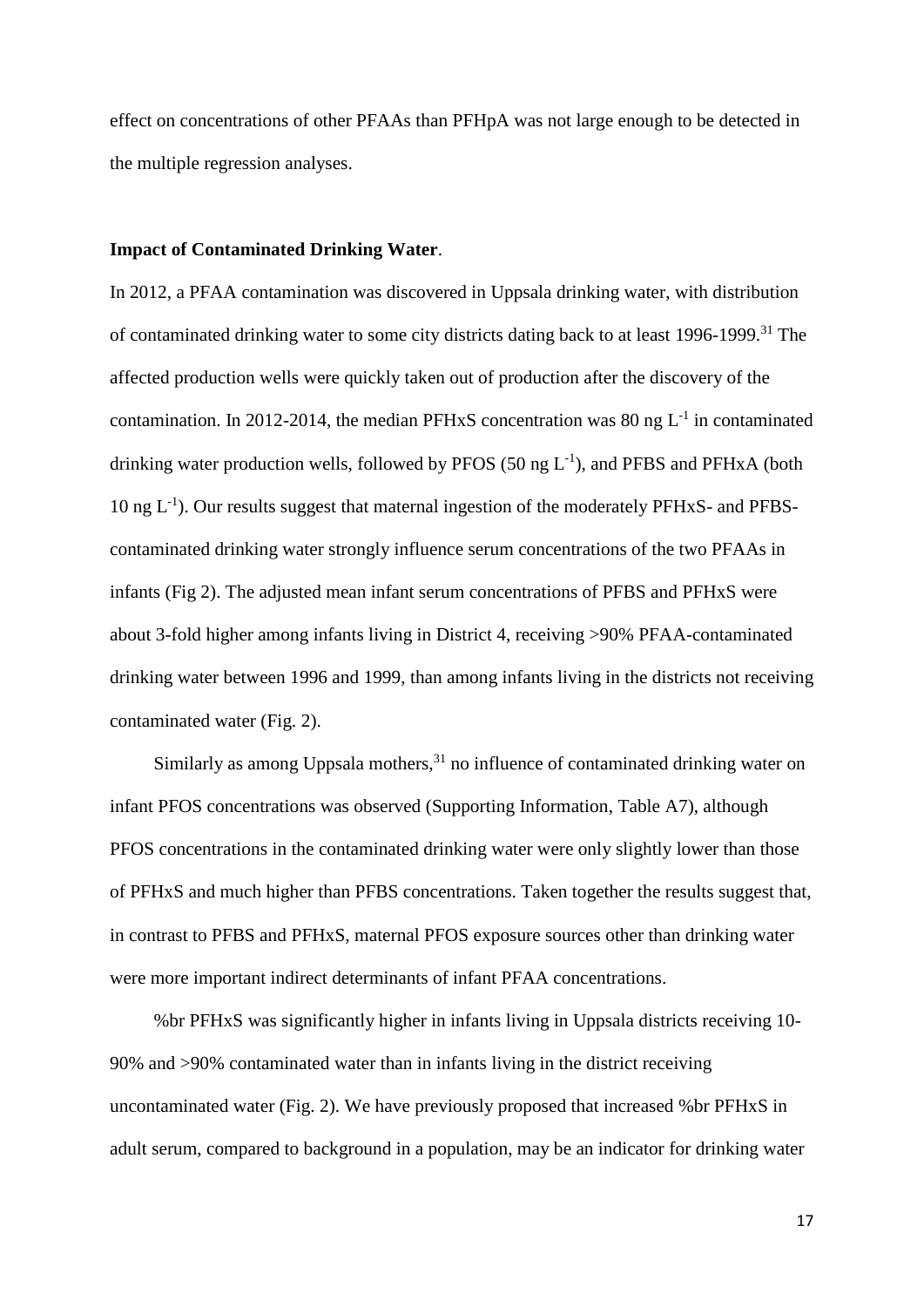effect on concentrations of other PFAAs than PFHpA was not large enough to be detected in the multiple regression analyses.

**Impact of Contaminated Drinking Water**.

In 2012, a PFAA contamination was discovered in Uppsala drinking water, with distribution of contaminated drinking water to some city districts dating back to at least 1996-1999.[31] The affected production wells were quickly taken out of production after the discovery of the contamination. In 2012-2014, the median PFHxS concentration was 80 ng $L^{-1}$ in contaminated drinking water production wells, followed by PFOS (50 ng $L^{-1}$), and PFBS and PFHxA (both 10 ng $L^{-1}$). Our results suggest that maternal ingestion of the moderately PFHxS- and PFBS-contaminated drinking water strongly influence serum concentrations of the two PFAAs in infants (Fig 2). The adjusted mean infant serum concentrations of PFBS and PFHxS were about 3-fold higher among infants living in District 4, receiving >90% PFAA-contaminated drinking water between 1996 and 1999, than among infants living in the districts not receiving contaminated water (Fig. 2).

Similarly as among Uppsala mothers,[31] no influence of contaminated drinking water on infant PFOS concentrations was observed (Supporting Information, Table A7), although PFOS concentrations in the contaminated drinking water were only slightly lower than those of PFHxS and much higher than PFBS concentrations. Taken together the results suggest that, in contrast to PFBS and PFHxS, maternal PFOS exposure sources other than drinking water were more important indirect determinants of infant PFAA concentrations.

%br PFHxS was significantly higher in infants living in Uppsala districts receiving 10-90% and >90% contaminated water than in infants living in the district receiving uncontaminated water (Fig. 2). We have previously proposed that increased %br PFHxS in adult serum, compared to background in a population, may be an indicator for drinking water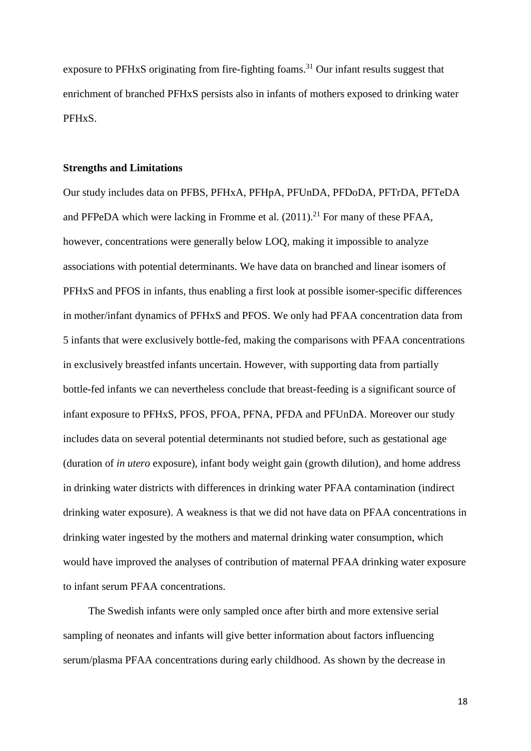exposure to PFHxS originating from fire-fighting foams.[31] Our infant results suggest that enrichment of branched PFHxS persists also in infants of mothers exposed to drinking water PFHxS.

### Strengths and Limitations

Our study includes data on PFBS, PFHxA, PFHpA, PFUnDA, PFDoDA, PFTrDA, PFTeDA and PFPeDA which were lacking in Fromme et al. (2011).[21] For many of these PFAA, however, concentrations were generally below LOQ, making it impossible to analyze associations with potential determinants. We have data on branched and linear isomers of PFHxS and PFOS in infants, thus enabling a first look at possible isomer-specific differences in mother/infant dynamics of PFHxS and PFOS. We only had PFAA concentration data from 5 infants that were exclusively bottle-fed, making the comparisons with PFAA concentrations in exclusively breastfed infants uncertain. However, with supporting data from partially bottle-fed infants we can nevertheless conclude that breast-feeding is a significant source of infant exposure to PFHxS, PFOS, PFOA, PFNA, PFDA and PFUnDA. Moreover our study includes data on several potential determinants not studied before, such as gestational age (duration of *in utero* exposure), infant body weight gain (growth dilution), and home address in drinking water districts with differences in drinking water PFAA contamination (indirect drinking water exposure). A weakness is that we did not have data on PFAA concentrations in drinking water ingested by the mothers and maternal drinking water consumption, which would have improved the analyses of contribution of maternal PFAA drinking water exposure to infant serum PFAA concentrations.

The Swedish infants were only sampled once after birth and more extensive serial sampling of neonates and infants will give better information about factors influencing serum/plasma PFAA concentrations during early childhood. As shown by the decrease in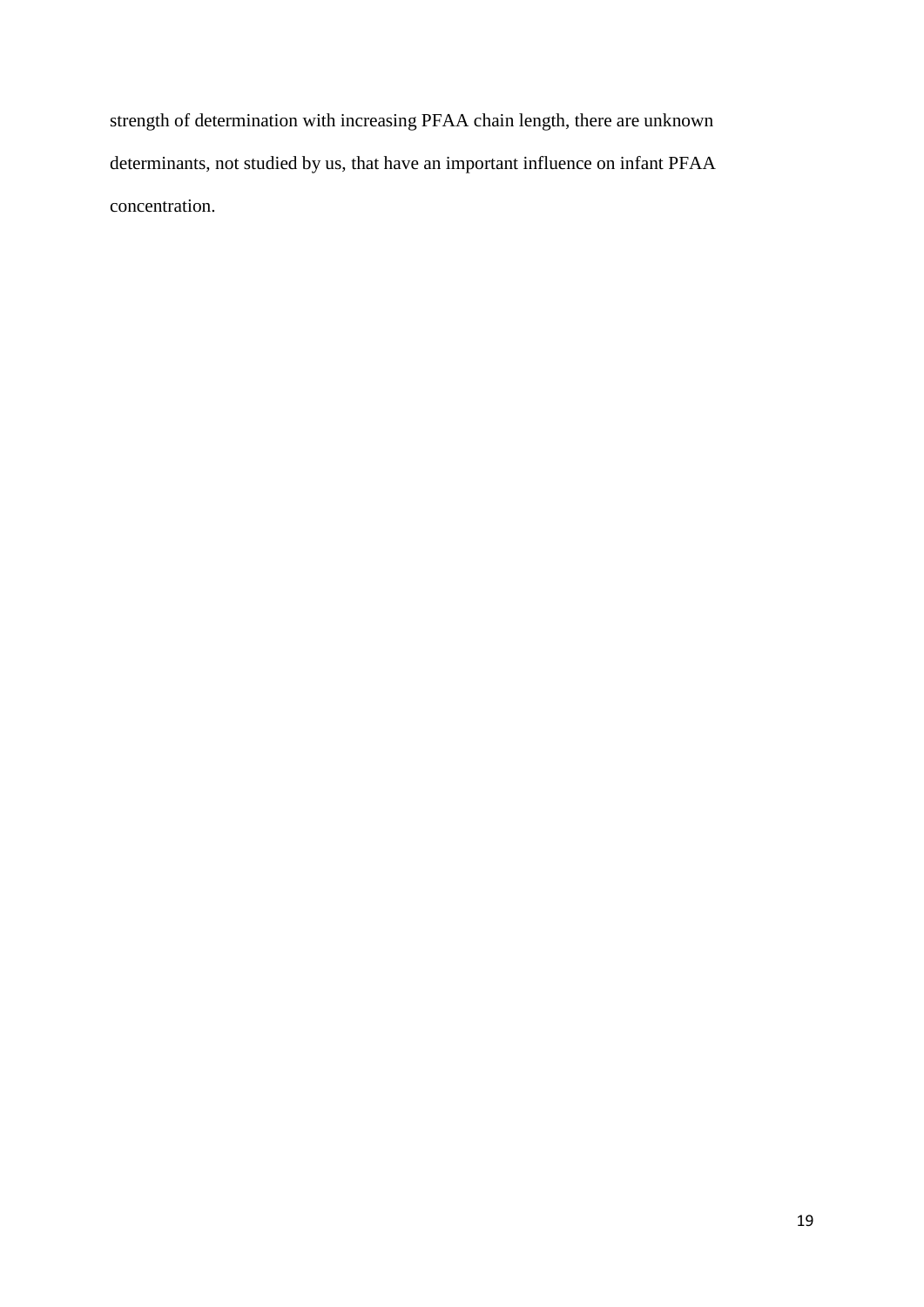strength of determination with increasing PFAA chain length, there are unknown determinants, not studied by us, that have an important influence on infant PFAA concentration.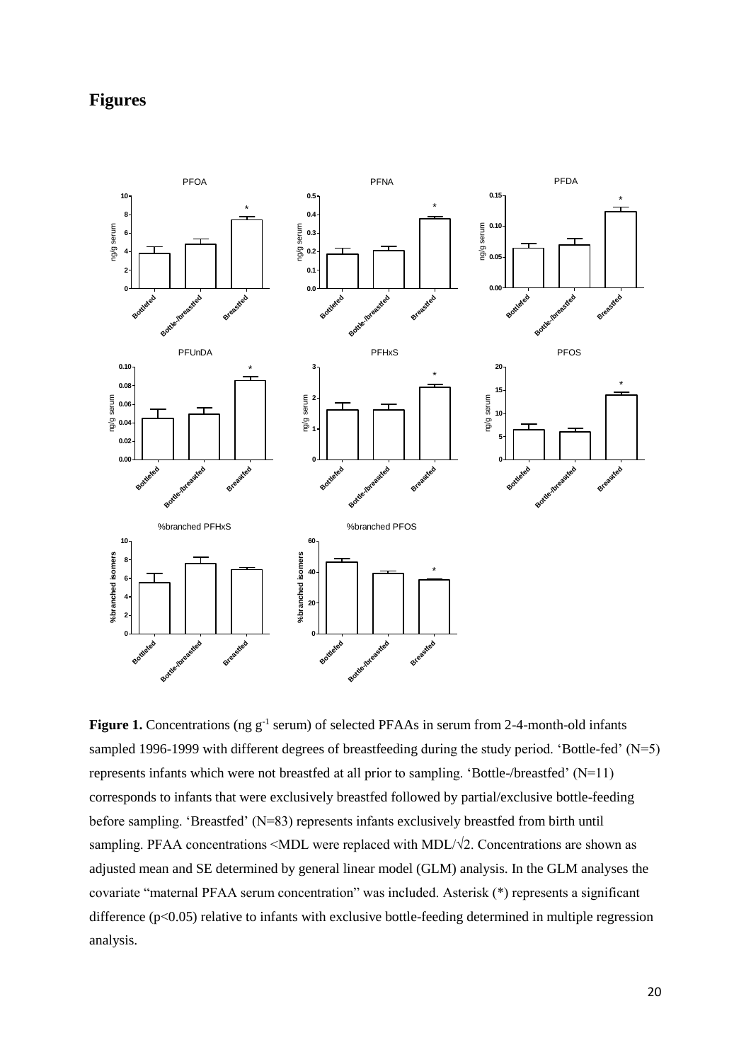# Figures

**Figure 1.** Concentrations (ng $g^{-1}$ serum) of selected PFAAs in serum from 2-4-month-old infants sampled 1996-1999 with different degrees of breastfeeding during the study period. 'Bottle-fed' (N=5) represents infants which were not breastfed at all prior to sampling. 'Bottle-/breastfed' (N=11) corresponds to infants that were exclusively breastfed followed by partial/exclusive bottle-feeding before sampling. 'Breastfed' (N=83) represents infants exclusively breastfed from birth until sampling. PFAA concentrations <MDL were replaced with MDL/$\sqrt{2}$. Concentrations are shown as adjusted mean and SE determined by general linear model (GLM) analysis. In the GLM analyses the covariate "maternal PFAA serum concentration" was included. Asterisk (*) represents a significant difference ($p<0.05$) relative to infants with exclusive bottle-feeding determined in multiple regression analysis.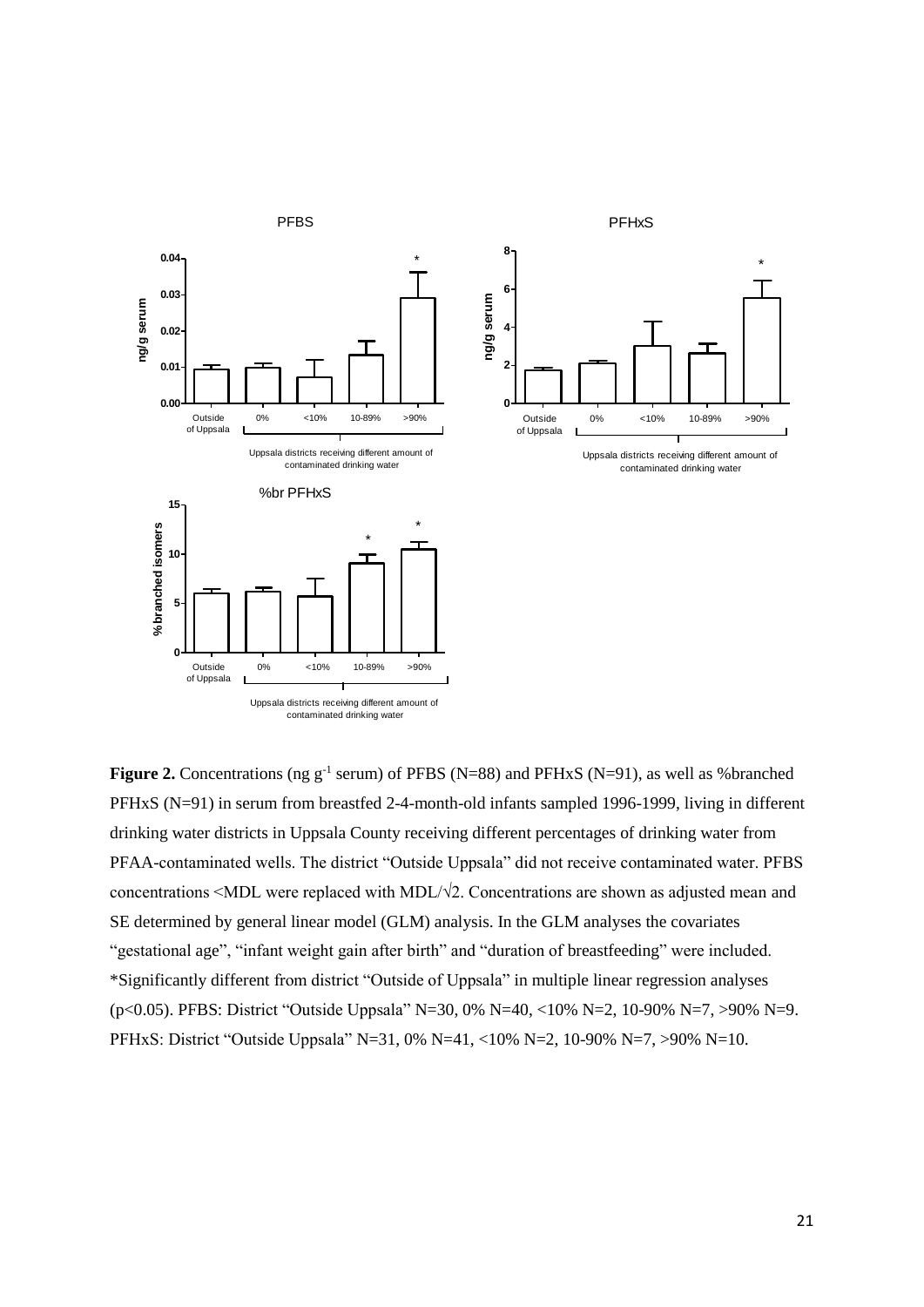**Figure 2.** Concentrations (ng $g^{-1}$ serum) of PFBS (N=88) and PFHxS (N=91), as well as %branched PFHxS (N=91) in serum from breastfed 2-4-month-old infants sampled 1996-1999, living in different drinking water districts in Uppsala County receiving different percentages of drinking water from PFAA-contaminated wells. The district "Outside Uppsala" did not receive contaminated water. PFBS concentrations <MDL were replaced with MDL/√2. Concentrations are shown as adjusted mean and SE determined by general linear model (GLM) analysis. In the GLM analyses the covariates "gestational age", "infant weight gain after birth" and "duration of breastfeeding" were included. *Significantly different from district "Outside of Uppsala" in multiple linear regression analyses ($p<0.05$). PFBS: District "Outside Uppsala" N=30, 0% N=40, <10% N=2, 10-90% N=7, >90% N=9. PFHxS: District "Outside Uppsala" N=31, 0% N=41, <10% N=2, 10-90% N=7, >90% N=10.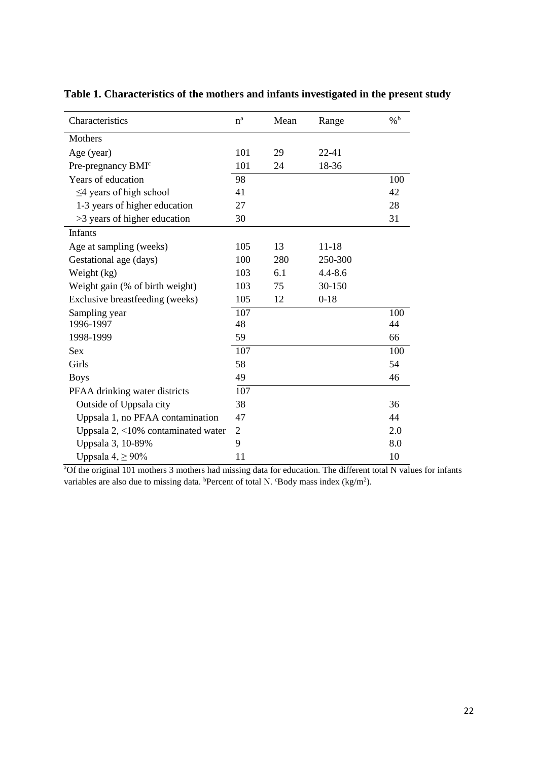**Table 1. Characteristics of the mothers and infants investigated in the present study**

| Characteristics | n[a] | Mean | Range | %[b] |
|---|---|---|---|---|
| Mothers | | | | |
| Age (year) | 101 | 29 | 22-41 | |
| Pre-pregnancy BMI[c] | 101 | 24 | 18-36 | |
| Years of education | 98 | | | 100 |
| ≤4 years of high school | 41 | | | 42 |
| 1-3 years of higher education | 27 | | | 28 |
| >3 years of higher education | 30 | | | 31 |
| Infants | | | | |
| Age at sampling (weeks) | 105 | 13 | 11-18 | |
| Gestational age (days) | 100 | 280 | 250-300 | |
| Weight (kg) | 103 | 6.1 | 4.4-8.6 | |
| Weight gain (% of birth weight) | 103 | 75 | 30-150 | |
| Exclusive breastfeeding (weeks) | 105 | 12 | 0-18 | |
| Sampling year | 107 | | | 100 |
| 1996-1997 | 48 | | | 44 |
| 1998-1999 | 59 | | | 66 |
| Sex | 107 | | | 100 |
| Girls | 58 | | | 54 |
| Boys | 49 | | | 46 |
| PFAA drinking water districts | 107 | | | |
| Outside of Uppsala city | 38 | | | 36 |
| Uppsala 1, no PFAA contamination | 47 | | | 44 |
| Uppsala 2, <10% contaminated water | 2 | | | 2.0 |
| Uppsala 3, 10-89% | 9 | | | 8.0 |
| Uppsala 4, ≥ 90% | 11 | | | 10 |

[a]Of the original 101 mothers 3 mothers had missing data for education. The different total N values for infants variables are also due to missing data. [b]Percent of total N. [c]Body mass index ($kg/m^2$).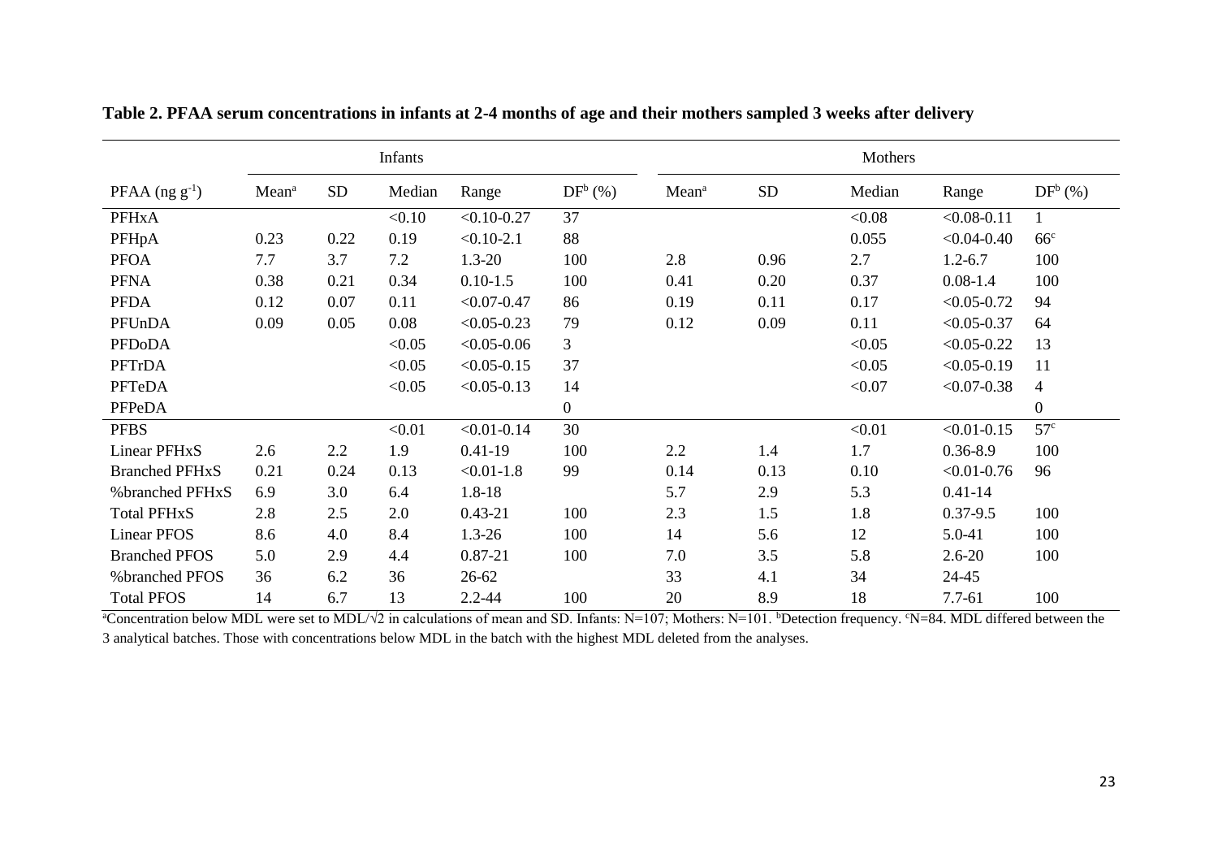**Table 2. PFAA serum concentrations in infants at 2-4 months of age and their mothers sampled 3 weeks after delivery**

| | Infants | | | | | Mothers | | | | |
|---|---|---|---|---|---|---|---|---|---|---|
| PFAA (ng $g^{-1}$) | Mean[a] | SD | Median | Range | DF[b] (%) | Mean[a] | SD | Median | Range | DF[b] (%) |
| PFHxA | | | <0.10 | <0.10-0.27 | 37 | | | <0.08 | <0.08-0.11 | 1 |
| PFHpA | 0.23 | 0.22 | 0.19 | <0.10-2.1 | 88 | | | 0.055 | <0.04-0.40 | 66[c] |
| PFOA | 7.7 | 3.7 | 7.2 | 1.3-20 | 100 | 2.8 | 0.96 | 2.7 | 1.2-6.7 | 100 |
| PFNA | 0.38 | 0.21 | 0.34 | 0.10-1.5 | 100 | 0.41 | 0.20 | 0.37 | 0.08-1.4 | 100 |
| PFDA | 0.12 | 0.07 | 0.11 | <0.07-0.47 | 86 | 0.19 | 0.11 | 0.17 | <0.05-0.72 | 94 |
| PFUnDA | 0.09 | 0.05 | 0.08 | <0.05-0.23 | 79 | 0.12 | 0.09 | 0.11 | <0.05-0.37 | 64 |
| PFDoDA | | | <0.05 | <0.05-0.06 | 3 | | | <0.05 | <0.05-0.22 | 13 |
| PFTrDA | | | <0.05 | <0.05-0.15 | 37 | | | <0.05 | <0.05-0.19 | 11 |
| PFTeDA | | | <0.05 | <0.05-0.13 | 14 | | | <0.07 | <0.07-0.38 | 4 |
| PFPeDA | | | | | 0 | | | | | 0 |
| PFBS | | | <0.01 | <0.01-0.14 | 30 | | | <0.01 | <0.01-0.15 | 57[c] |
| Linear PFHxS | 2.6 | 2.2 | 1.9 | 0.41-19 | 100 | 2.2 | 1.4 | 1.7 | 0.36-8.9 | 100 |
| Branched PFHxS | 0.21 | 0.24 | 0.13 | <0.01-1.8 | 99 | 0.14 | 0.13 | 0.10 | <0.01-0.76 | 96 |
| %branched PFHxS | 6.9 | 3.0 | 6.4 | 1.8-18 | | 5.7 | 2.9 | 5.3 | 0.41-14 | |
| Total PFHxS | 2.8 | 2.5 | 2.0 | 0.43-21 | 100 | 2.3 | 1.5 | 1.8 | 0.37-9.5 | 100 |
| Linear PFOS | 8.6 | 4.0 | 8.4 | 1.3-26 | 100 | 14 | 5.6 | 12 | 5.0-41 | 100 |
| Branched PFOS | 5.0 | 2.9 | 4.4 | 0.87-21 | 100 | 7.0 | 3.5 | 5.8 | 2.6-20 | 100 |
| %branched PFOS | 36 | 6.2 | 36 | 26-62 | | 33 | 4.1 | 34 | 24-45 | |
| Total PFOS | 14 | 6.7 | 13 | 2.2-44 | 100 | 20 | 8.9 | 18 | 7.7-61 | 100 |

[a]Concentration below MDL were set to MDL/√2 in calculations of mean and SD. Infants: N=107; Mothers: N=101. [b]Detection frequency. [c]N=84. MDL differed between the 3 analytical batches. Those with concentrations below MDL in the batch with the highest MDL deleted from the analyses.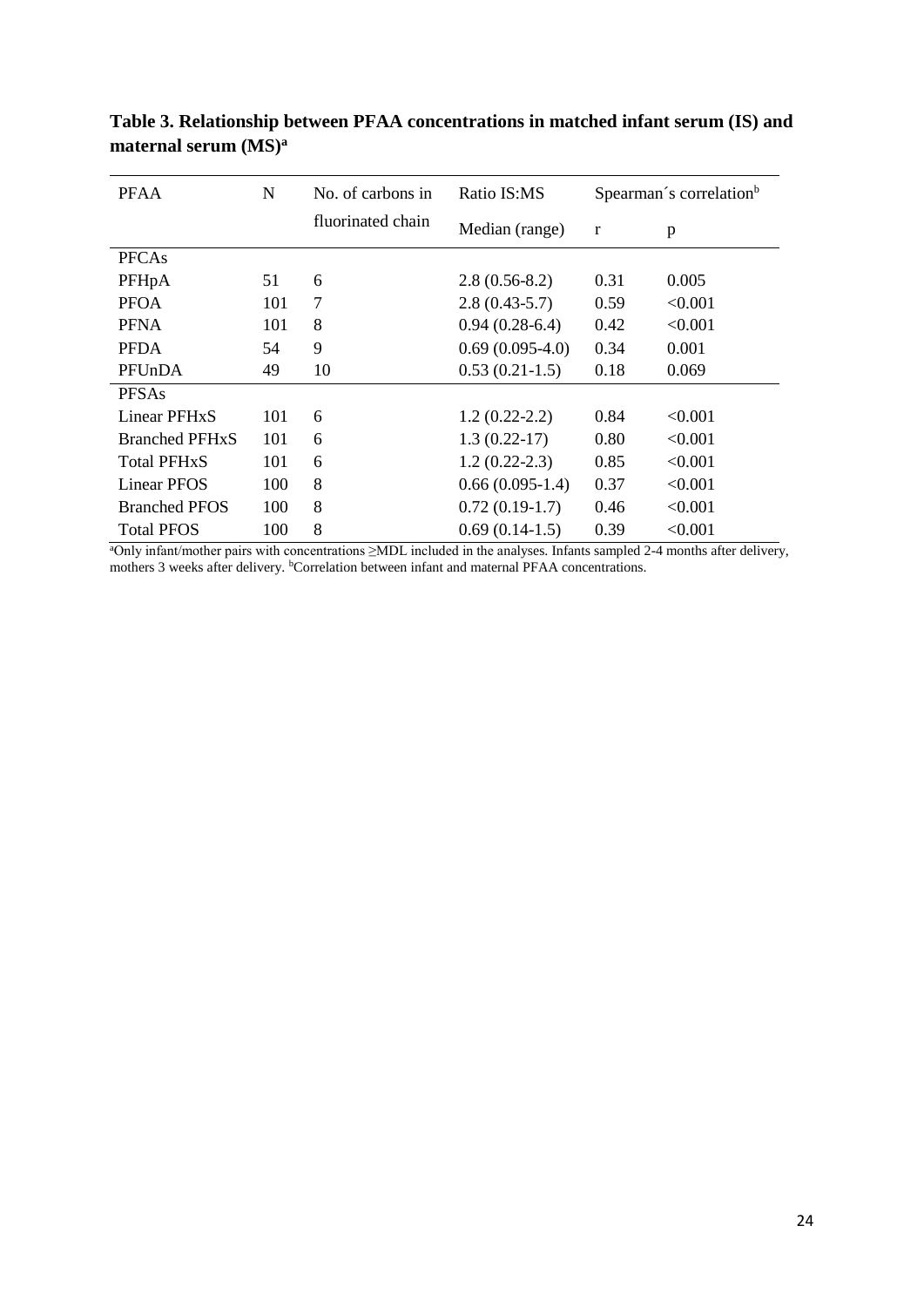**Table 3. Relationship between PFAA concentrations in matched infant serum (IS) and maternal serum (MS)[a]**

| PFAA | N | No. of carbons in fluorinated chain | Ratio IS:MS | Spearman´s correlation[b] | |
|---|---|---|---|---|---|
| | | | Median (range) | r | p |
| PFCAs | | | | | |
| PFHpA | 51 | 6 | 2.8 (0.56-8.2) | 0.31 | 0.005 |
| PFOA | 101 | 7 | 2.8 (0.43-5.7) | 0.59 | <0.001 |
| PFNA | 101 | 8 | 0.94 (0.28-6.4) | 0.42 | <0.001 |
| PFDA | 54 | 9 | 0.69 (0.095-4.0) | 0.34 | 0.001 |
| PFUnDA | 49 | 10 | 0.53 (0.21-1.5) | 0.18 | 0.069 |
| PFSAs | | | | | |
| Linear PFHxS | 101 | 6 | 1.2 (0.22-2.2) | 0.84 | <0.001 |
| Branched PFHxS | 101 | 6 | 1.3 (0.22-17) | 0.80 | <0.001 |
| Total PFHxS | 101 | 6 | 1.2 (0.22-2.3) | 0.85 | <0.001 |
| Linear PFOS | 100 | 8 | 0.66 (0.095-1.4) | 0.37 | <0.001 |
| Branched PFOS | 100 | 8 | 0.72 (0.19-1.7) | 0.46 | <0.001 |
| Total PFOS | 100 | 8 | 0.69 (0.14-1.5) | 0.39 | <0.001 |

[a]Only infant/mother pairs with concentrations ≥MDL included in the analyses. Infants sampled 2-4 months after delivery, mothers 3 weeks after delivery. [b]Correlation between infant and maternal PFAA concentrations.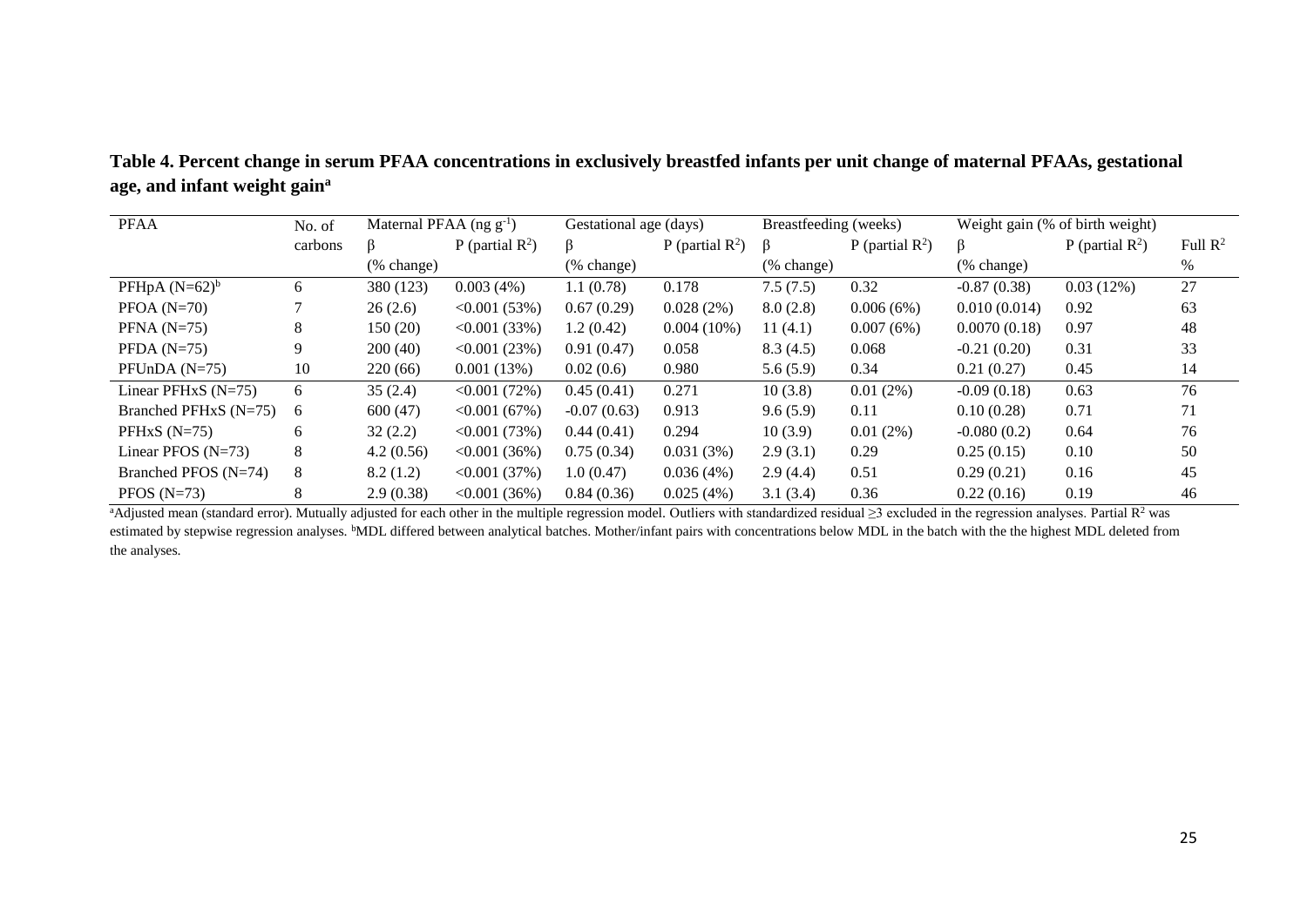**Table 4. Percent change in serum PFAA concentrations in exclusively breastfed infants per unit change of maternal PFAAs, gestational age, and infant weight gain[a]**

| PFAA | No. of carbons | Maternal PFAA (ng $g^{-1}$) | | Gestational age (days) | | Breastfeeding (weeks) | | Weight gain (% of birth weight) | | Full $R^2$ |
|---|---|---|---|---|---|---|---|---|---|---|
| | | β (% change) | P (partial $R^2$) | β (% change) | P (partial $R^2$) | β (% change) | P (partial $R^2$) | β (% change) | P (partial $R^2$) | % |
| PFHpA (N=62)[b] | 6 | 380 (123) | 0.003 (4%) | 1.1 (0.78) | 0.178 | 7.5 (7.5) | 0.32 | -0.87 (0.38) | 0.03 (12%) | 27 |
| PFOA (N=70) | 7 | 26 (2.6) | <0.001 (53%) | 0.67 (0.29) | 0.028 (2%) | 8.0 (2.8) | 0.006 (6%) | 0.010 (0.014) | 0.92 | 63 |
| PFNA (N=75) | 8 | 150 (20) | <0.001 (33%) | 1.2 (0.42) | 0.004 (10%) | 11 (4.1) | 0.007 (6%) | 0.0070 (0.18) | 0.97 | 48 |
| PFDA (N=75) | 9 | 200 (40) | <0.001 (23%) | 0.91 (0.47) | 0.058 | 8.3 (4.5) | 0.068 | -0.21 (0.20) | 0.31 | 33 |
| PFUnDA (N=75) | 10 | 220 (66) | 0.001 (13%) | 0.02 (0.6) | 0.980 | 5.6 (5.9) | 0.34 | 0.21 (0.27) | 0.45 | 14 |
| Linear PFHxS (N=75) | 6 | 35 (2.4) | <0.001 (72%) | 0.45 (0.41) | 0.271 | 10 (3.8) | 0.01 (2%) | -0.09 (0.18) | 0.63 | 76 |
| Branched PFHxS (N=75) | 6 | 600 (47) | <0.001 (67%) | -0.07 (0.63) | 0.913 | 9.6 (5.9) | 0.11 | 0.10 (0.28) | 0.71 | 71 |
| PFHxS (N=75) | 6 | 32 (2.2) | <0.001 (73%) | 0.44 (0.41) | 0.294 | 10 (3.9) | 0.01 (2%) | -0.080 (0.2) | 0.64 | 76 |
| Linear PFOS (N=73) | 8 | 4.2 (0.56) | <0.001 (36%) | 0.75 (0.34) | 0.031 (3%) | 2.9 (3.1) | 0.29 | 0.25 (0.15) | 0.10 | 50 |
| Branched PFOS (N=74) | 8 | 8.2 (1.2) | <0.001 (37%) | 1.0 (0.47) | 0.036 (4%) | 2.9 (4.4) | 0.51 | 0.29 (0.21) | 0.16 | 45 |
| PFOS (N=73) | 8 | 2.9 (0.38) | <0.001 (36%) | 0.84 (0.36) | 0.025 (4%) | 3.1 (3.4) | 0.36 | 0.22 (0.16) | 0.19 | 46 |

[a]Adjusted mean (standard error). Mutually adjusted for each other in the multiple regression model. Outliers with standardized residual ≥3 excluded in the regression analyses. Partial $R^2$ was estimated by stepwise regression analyses. [b]MDL differed between analytical batches. Mother/infant pairs with concentrations below MDL in the batch with the the highest MDL deleted from the analyses.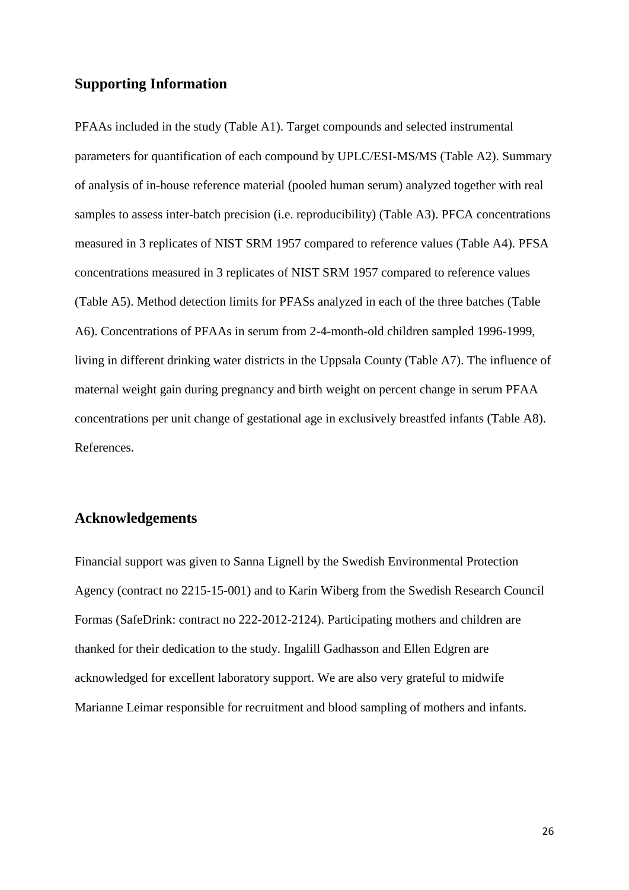## Supporting Information

PFAAs included in the study (Table A1). Target compounds and selected instrumental parameters for quantification of each compound by UPLC/ESI-MS/MS (Table A2). Summary of analysis of in-house reference material (pooled human serum) analyzed together with real samples to assess inter-batch precision (i.e. reproducibility) (Table A3). PFCA concentrations measured in 3 replicates of NIST SRM 1957 compared to reference values (Table A4). PFSA concentrations measured in 3 replicates of NIST SRM 1957 compared to reference values (Table A5). Method detection limits for PFASs analyzed in each of the three batches (Table A6). Concentrations of PFAAs in serum from 2-4-month-old children sampled 1996-1999, living in different drinking water districts in the Uppsala County (Table A7). The influence of maternal weight gain during pregnancy and birth weight on percent change in serum PFAA concentrations per unit change of gestational age in exclusively breastfed infants (Table A8). References.

## Acknowledgements

Financial support was given to Sanna Lignell by the Swedish Environmental Protection Agency (contract no 2215-15-001) and to Karin Wiberg from the Swedish Research Council Formas (SafeDrink: contract no 222-2012-2124). Participating mothers and children are thanked for their dedication to the study. Ingalill Gadhasson and Ellen Edgren are acknowledged for excellent laboratory support. We are also very grateful to midwife Marianne Leimar responsible for recruitment and blood sampling of mothers and infants.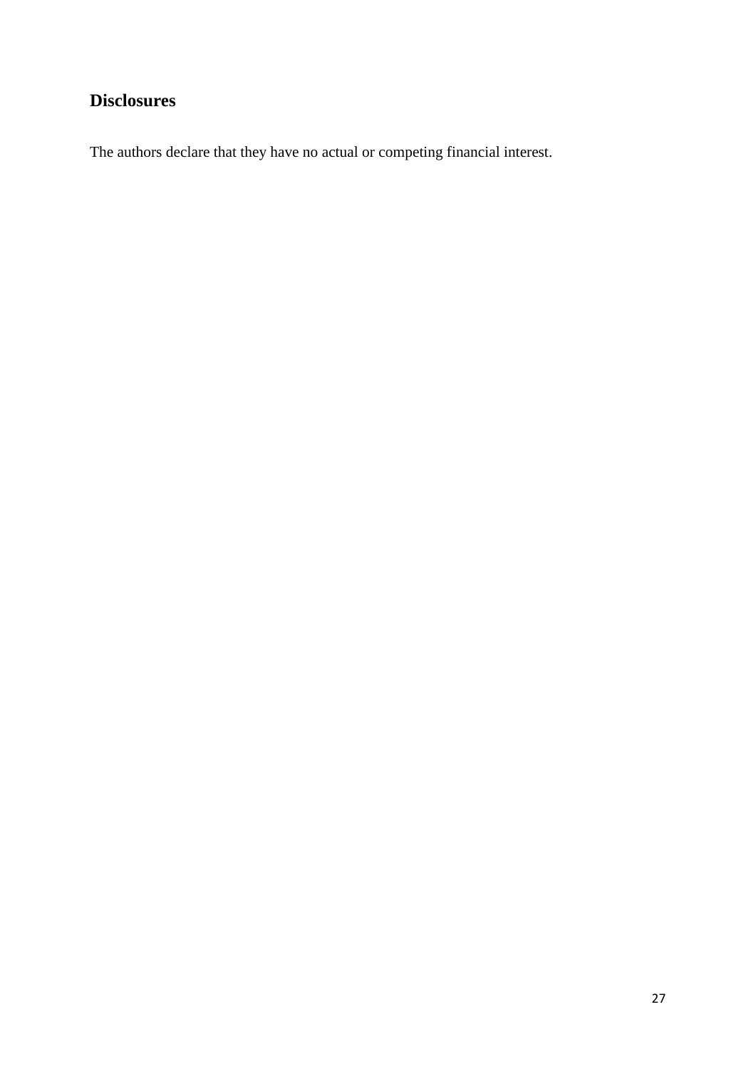## Disclosures

The authors declare that they have no actual or competing financial interest.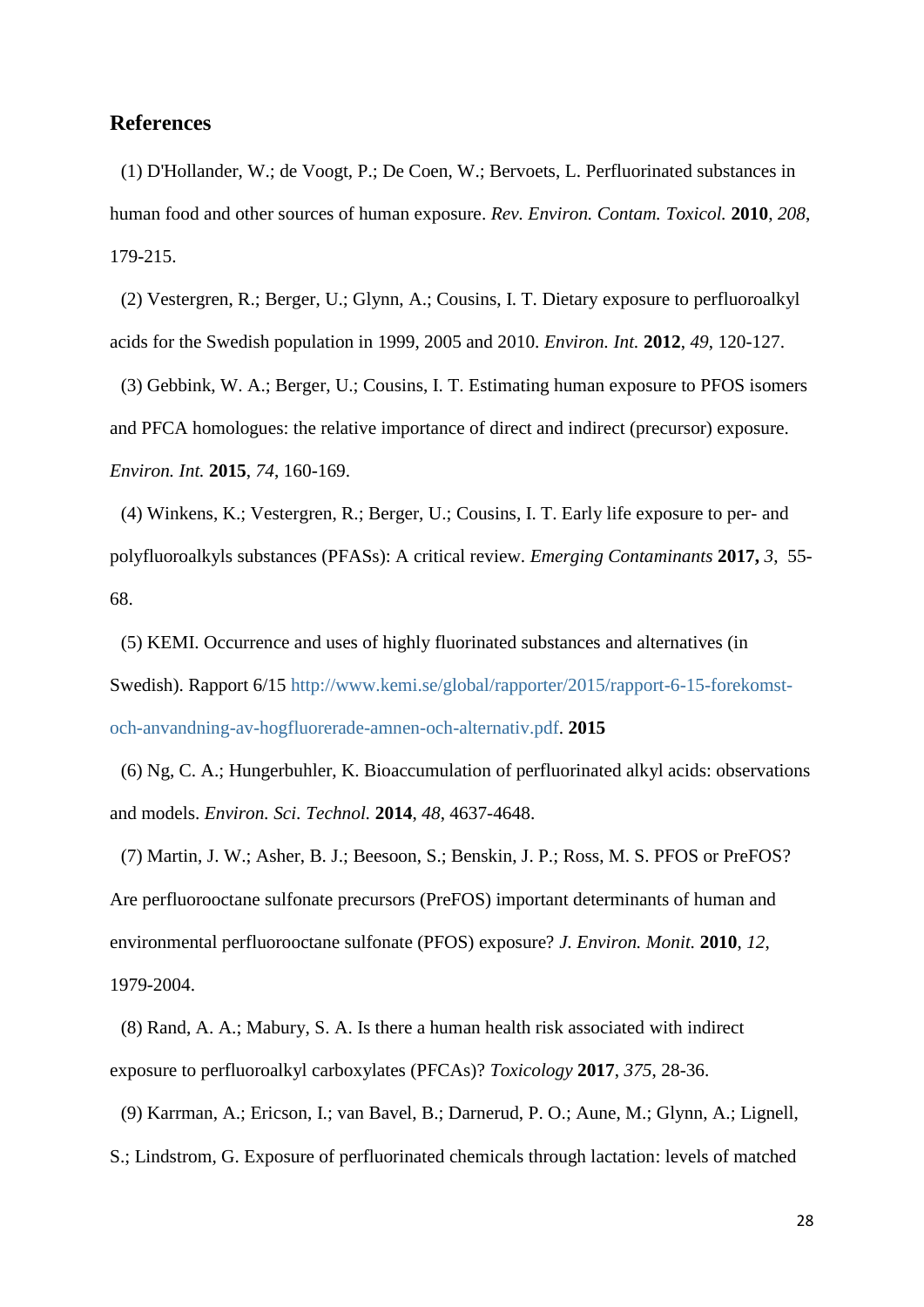## References

(1) D'Hollander, W.; de Voogt, P.; De Coen, W.; Bervoets, L. Perfluorinated substances in human food and other sources of human exposure. *Rev. Environ. Contam. Toxicol.* **2010**, *208*, 179-215.

(2) Vestergren, R.; Berger, U.; Glynn, A.; Cousins, I. T. Dietary exposure to perfluoroalkyl acids for the Swedish population in 1999, 2005 and 2010. *Environ. Int.* **2012**, *49*, 120-127.

(3) Gebbink, W. A.; Berger, U.; Cousins, I. T. Estimating human exposure to PFOS isomers and PFCA homologues: the relative importance of direct and indirect (precursor) exposure. *Environ. Int.* **2015**, *74*, 160-169.

(4) Winkens, K.; Vestergren, R.; Berger, U.; Cousins, I. T. Early life exposure to per- and polyfluoroalkyls substances (PFASs): A critical review. *Emerging Contaminants* **2017,** *3*, 55-68.

(5) KEMI. Occurrence and uses of highly fluorinated substances and alternatives (in Swedish). Rapport 6/15 http://www.kemi.se/global/rapporter/2015/rapport-6-15-forekomst-och-anvandning-av-hogfluorerade-amnen-och-alternativ.pdf. **2015**

(6) Ng, C. A.; Hungerbuhler, K. Bioaccumulation of perfluorinated alkyl acids: observations and models. *Environ. Sci. Technol.* **2014**, *48*, 4637-4648.

(7) Martin, J. W.; Asher, B. J.; Beesoon, S.; Benskin, J. P.; Ross, M. S. PFOS or PreFOS? Are perfluorooctane sulfonate precursors (PreFOS) important determinants of human and environmental perfluorooctane sulfonate (PFOS) exposure? *J. Environ. Monit.* **2010**, *12*, 1979-2004.

(8) Rand, A. A.; Mabury, S. A. Is there a human health risk associated with indirect exposure to perfluoroalkyl carboxylates (PFCAs)? *Toxicology* **2017**, *375*, 28-36.

(9) Karrman, A.; Ericson, I.; van Bavel, B.; Darnerud, P. O.; Aune, M.; Glynn, A.; Lignell, S.; Lindstrom, G. Exposure of perfluorinated chemicals through lactation: levels of matched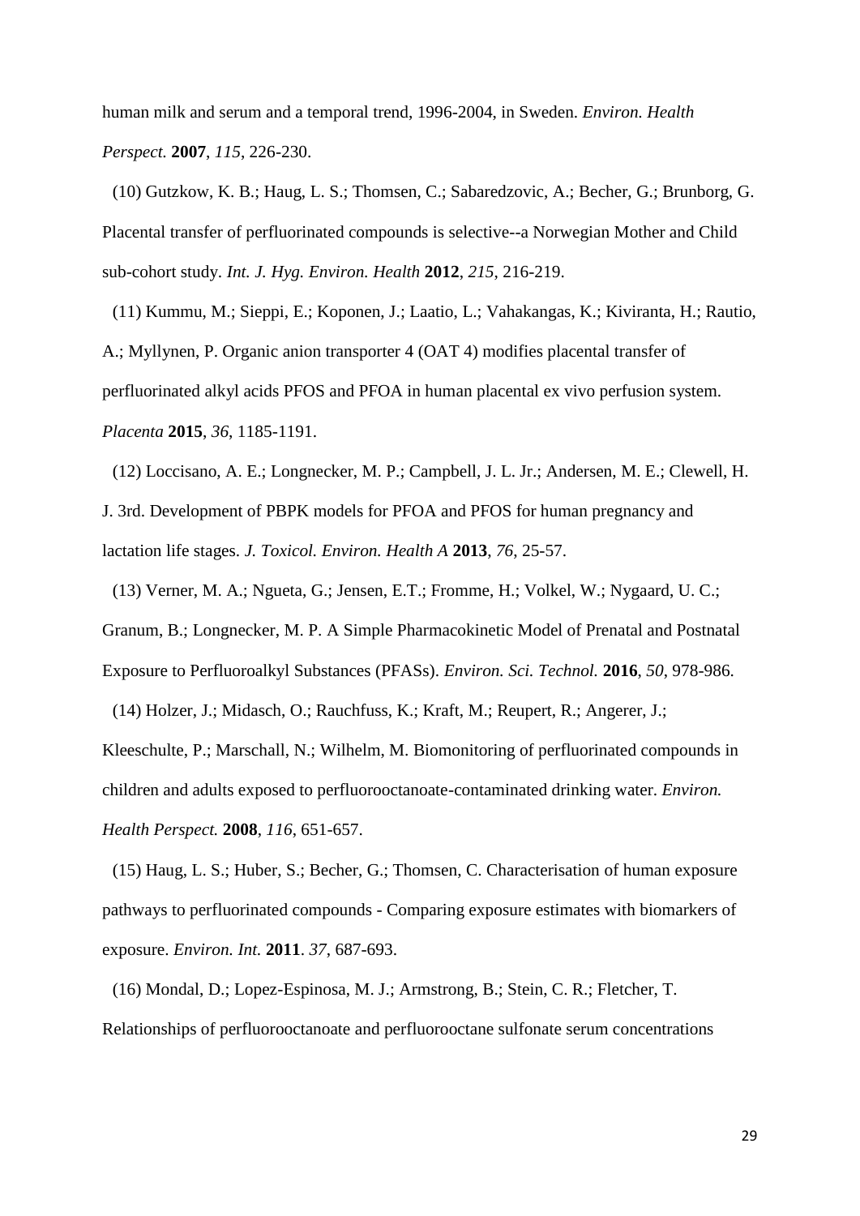human milk and serum and a temporal trend, 1996-2004, in Sweden. *Environ. Health Perspect.* **2007**, *115*, 226-230.

(10) Gutzkow, K. B.; Haug, L. S.; Thomsen, C.; Sabaredzovic, A.; Becher, G.; Brunborg, G. Placental transfer of perfluorinated compounds is selective--a Norwegian Mother and Child sub-cohort study. *Int. J. Hyg. Environ. Health* **2012**, *215*, 216-219.

(11) Kummu, M.; Sieppi, E.; Koponen, J.; Laatio, L.; Vahakangas, K.; Kiviranta, H.; Rautio, A.; Myllynen, P. Organic anion transporter 4 (OAT 4) modifies placental transfer of perfluorinated alkyl acids PFOS and PFOA in human placental ex vivo perfusion system. *Placenta* **2015**, *36*, 1185-1191.

(12) Loccisano, A. E.; Longnecker, M. P.; Campbell, J. L. Jr.; Andersen, M. E.; Clewell, H. J. 3rd. Development of PBPK models for PFOA and PFOS for human pregnancy and lactation life stages. *J. Toxicol. Environ. Health A* **2013**, *76*, 25-57.

(13) Verner, M. A.; Ngueta, G.; Jensen, E.T.; Fromme, H.; Volkel, W.; Nygaard, U. C.; Granum, B.; Longnecker, M. P. A Simple Pharmacokinetic Model of Prenatal and Postnatal Exposure to Perfluoroalkyl Substances (PFASs). *Environ. Sci. Technol.* **2016**, *50*, 978-986.

(14) Holzer, J.; Midasch, O.; Rauchfuss, K.; Kraft, M.; Reupert, R.; Angerer, J.; Kleeschulte, P.; Marschall, N.; Wilhelm, M. Biomonitoring of perfluorinated compounds in children and adults exposed to perfluorooctanoate-contaminated drinking water. *Environ. Health Perspect.* **2008**, *116*, 651-657.

(15) Haug, L. S.; Huber, S.; Becher, G.; Thomsen, C. Characterisation of human exposure pathways to perfluorinated compounds - Comparing exposure estimates with biomarkers of exposure. *Environ. Int.* **2011**. *37*, 687-693.

(16) Mondal, D.; Lopez-Espinosa, M. J.; Armstrong, B.; Stein, C. R.; Fletcher, T. Relationships of perfluorooctanoate and perfluorooctane sulfonate serum concentrations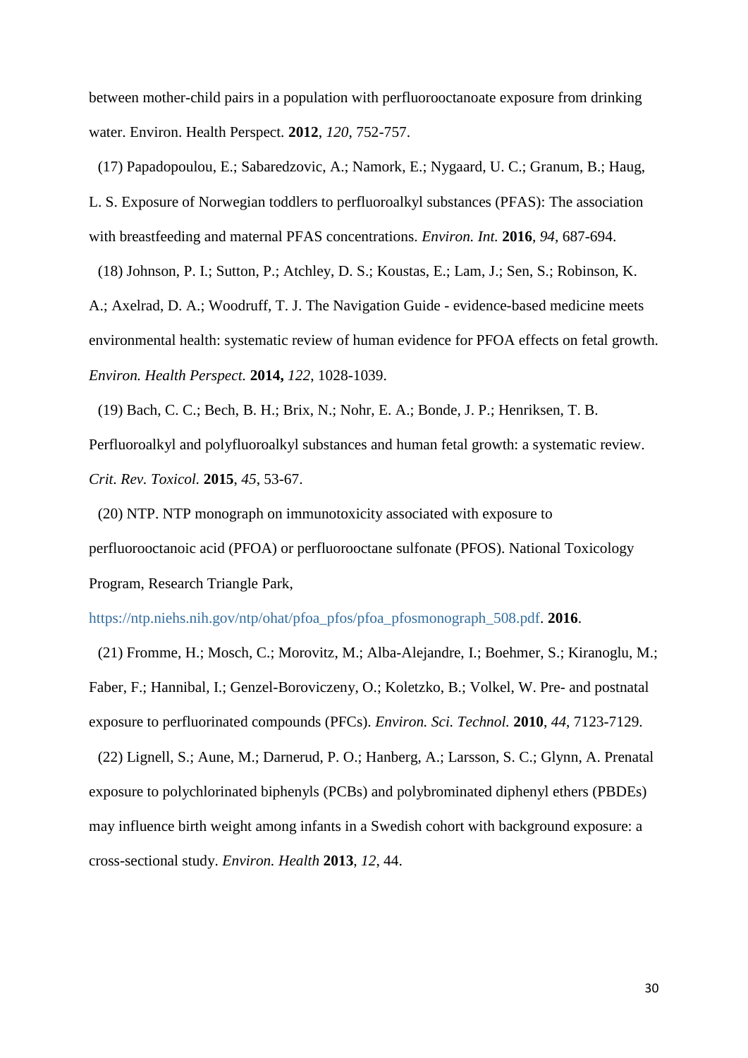between mother-child pairs in a population with perfluorooctanoate exposure from drinking water. Environ. Health Perspect. **2012**, *120*, 752-757.

(17) Papadopoulou, E.; Sabaredzovic, A.; Namork, E.; Nygaard, U. C.; Granum, B.; Haug, L. S. Exposure of Norwegian toddlers to perfluoroalkyl substances (PFAS): The association with breastfeeding and maternal PFAS concentrations. *Environ. Int.* **2016**, *94*, 687-694.

(18) Johnson, P. I.; Sutton, P.; Atchley, D. S.; Koustas, E.; Lam, J.; Sen, S.; Robinson, K. A.; Axelrad, D. A.; Woodruff, T. J. The Navigation Guide - evidence-based medicine meets environmental health: systematic review of human evidence for PFOA effects on fetal growth. *Environ. Health Perspect.* **2014,** *122*, 1028-1039.

(19) Bach, C. C.; Bech, B. H.; Brix, N.; Nohr, E. A.; Bonde, J. P.; Henriksen, T. B. Perfluoroalkyl and polyfluoroalkyl substances and human fetal growth: a systematic review. *Crit. Rev. Toxicol.* **2015**, *45*, 53-67.

(20) NTP. NTP monograph on immunotoxicity associated with exposure to perfluorooctanoic acid (PFOA) or perfluorooctane sulfonate (PFOS). National Toxicology Program, Research Triangle Park, https://ntp.niehs.nih.gov/ntp/ohat/pfoa_pfos/pfoa_pfosmonograph_508.pdf. **2016**.

(21) Fromme, H.; Mosch, C.; Morovitz, M.; Alba-Alejandre, I.; Boehmer, S.; Kiranoglu, M.; Faber, F.; Hannibal, I.; Genzel-Boroviczeny, O.; Koletzko, B.; Volkel, W. Pre- and postnatal exposure to perfluorinated compounds (PFCs). *Environ. Sci. Technol.* **2010**, *44*, 7123-7129.

(22) Lignell, S.; Aune, M.; Darnerud, P. O.; Hanberg, A.; Larsson, S. C.; Glynn, A. Prenatal exposure to polychlorinated biphenyls (PCBs) and polybrominated diphenyl ethers (PBDEs) may influence birth weight among infants in a Swedish cohort with background exposure: a cross-sectional study. *Environ. Health* **2013**, *12*, 44.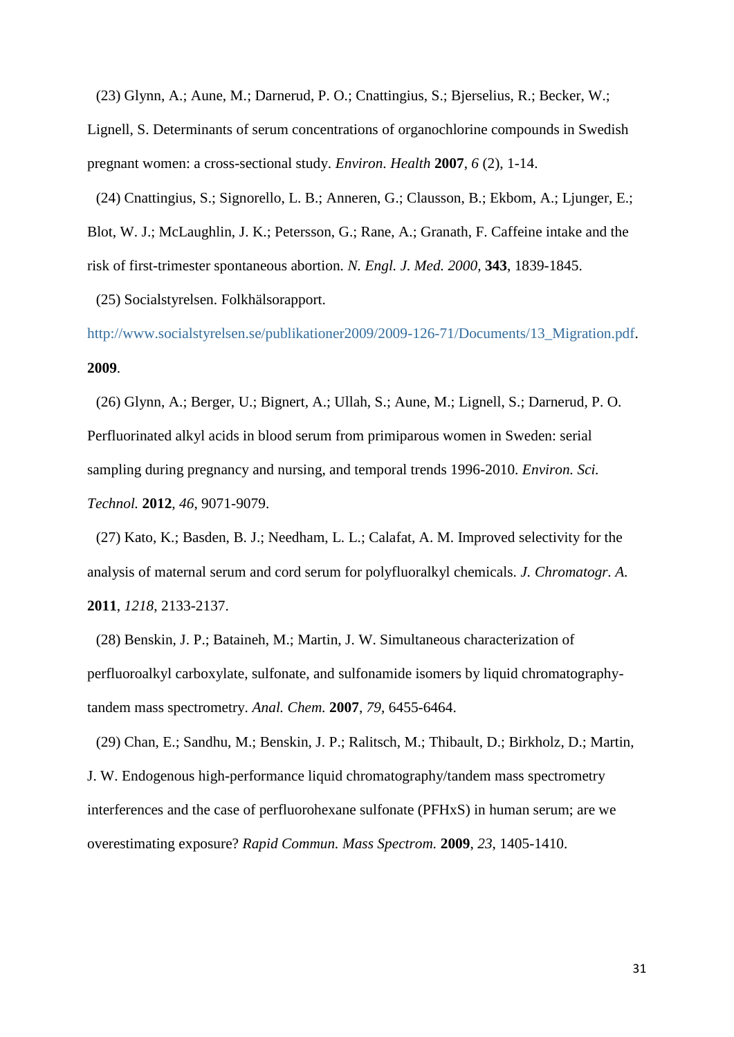(23) Glynn, A.; Aune, M.; Darnerud, P. O.; Cnattingius, S.; Bjerselius, R.; Becker, W.; Lignell, S. Determinants of serum concentrations of organochlorine compounds in Swedish pregnant women: a cross-sectional study. *Environ. Health* **2007**, *6* (2), 1-14.

(24) Cnattingius, S.; Signorello, L. B.; Anneren, G.; Clausson, B.; Ekbom, A.; Ljunger, E.; Blot, W. J.; McLaughlin, J. K.; Petersson, G.; Rane, A.; Granath, F. Caffeine intake and the risk of first-trimester spontaneous abortion. *N. Engl. J. Med. 2000*, **343**, 1839-1845.

(25) Socialstyrelsen. Folkhälsorapport. http://www.socialstyrelsen.se/publikationer2009/2009-126-71/Documents/13_Migration.pdf. **2009**.

(26) Glynn, A.; Berger, U.; Bignert, A.; Ullah, S.; Aune, M.; Lignell, S.; Darnerud, P. O. Perfluorinated alkyl acids in blood serum from primiparous women in Sweden: serial sampling during pregnancy and nursing, and temporal trends 1996-2010. *Environ. Sci. Technol.* **2012**, *46*, 9071-9079.

(27) Kato, K.; Basden, B. J.; Needham, L. L.; Calafat, A. M. Improved selectivity for the analysis of maternal serum and cord serum for polyfluoralkyl chemicals. *J. Chromatogr. A.* **2011**, *1218*, 2133-2137.

(28) Benskin, J. P.; Bataineh, M.; Martin, J. W. Simultaneous characterization of perfluoroalkyl carboxylate, sulfonate, and sulfonamide isomers by liquid chromatography-tandem mass spectrometry. *Anal. Chem.* **2007**, *79*, 6455-6464.

(29) Chan, E.; Sandhu, M.; Benskin, J. P.; Ralitsch, M.; Thibault, D.; Birkholz, D.; Martin, J. W. Endogenous high-performance liquid chromatography/tandem mass spectrometry interferences and the case of perfluorohexane sulfonate (PFHxS) in human serum; are we overestimating exposure? *Rapid Commun. Mass Spectrom.* **2009**, *23*, 1405-1410.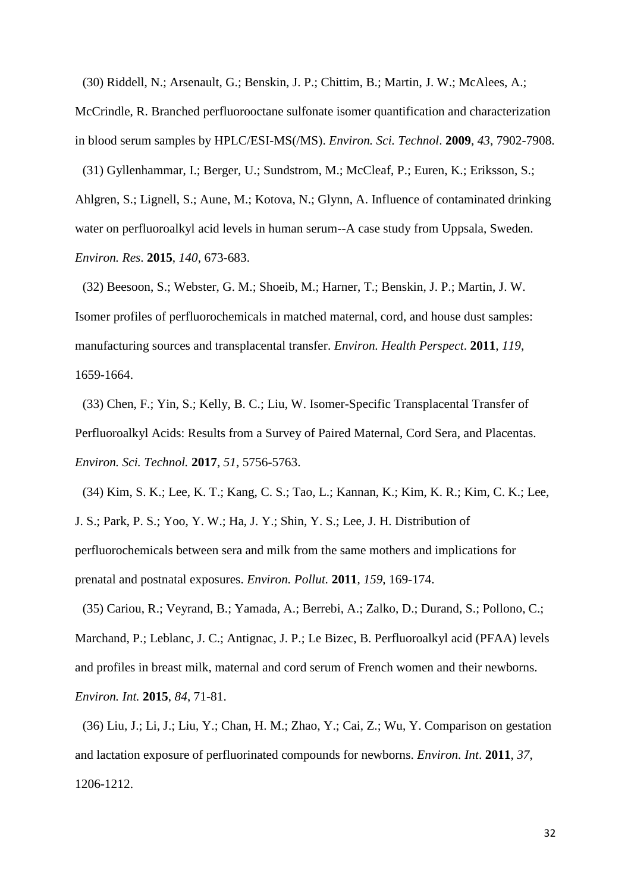(30) Riddell, N.; Arsenault, G.; Benskin, J. P.; Chittim, B.; Martin, J. W.; McAlees, A.; McCrindle, R. Branched perfluorooctane sulfonate isomer quantification and characterization in blood serum samples by HPLC/ESI-MS(/MS). *Environ. Sci. Technol*. **2009**, *43*, 7902-7908.

(31) Gyllenhammar, I.; Berger, U.; Sundstrom, M.; McCleaf, P.; Euren, K.; Eriksson, S.; Ahlgren, S.; Lignell, S.; Aune, M.; Kotova, N.; Glynn, A. Influence of contaminated drinking water on perfluoroalkyl acid levels in human serum--A case study from Uppsala, Sweden. *Environ. Res*. **2015**, *140*, 673-683.

(32) Beesoon, S.; Webster, G. M.; Shoeib, M.; Harner, T.; Benskin, J. P.; Martin, J. W. Isomer profiles of perfluorochemicals in matched maternal, cord, and house dust samples: manufacturing sources and transplacental transfer. *Environ. Health Perspect*. **2011**, *119*, 1659-1664.

(33) Chen, F.; Yin, S.; Kelly, B. C.; Liu, W. Isomer-Specific Transplacental Transfer of Perfluoroalkyl Acids: Results from a Survey of Paired Maternal, Cord Sera, and Placentas. *Environ. Sci. Technol.* **2017**, *51*, 5756-5763.

(34) Kim, S. K.; Lee, K. T.; Kang, C. S.; Tao, L.; Kannan, K.; Kim, K. R.; Kim, C. K.; Lee, J. S.; Park, P. S.; Yoo, Y. W.; Ha, J. Y.; Shin, Y. S.; Lee, J. H. Distribution of perfluorochemicals between sera and milk from the same mothers and implications for prenatal and postnatal exposures. *Environ. Pollut.* **2011**, *159*, 169-174.

(35) Cariou, R.; Veyrand, B.; Yamada, A.; Berrebi, A.; Zalko, D.; Durand, S.; Pollono, C.; Marchand, P.; Leblanc, J. C.; Antignac, J. P.; Le Bizec, B. Perfluoroalkyl acid (PFAA) levels and profiles in breast milk, maternal and cord serum of French women and their newborns. *Environ. Int.* **2015**, *84*, 71-81.

(36) Liu, J.; Li, J.; Liu, Y.; Chan, H. M.; Zhao, Y.; Cai, Z.; Wu, Y. Comparison on gestation and lactation exposure of perfluorinated compounds for newborns. *Environ. Int*. **2011**, *37*, 1206-1212.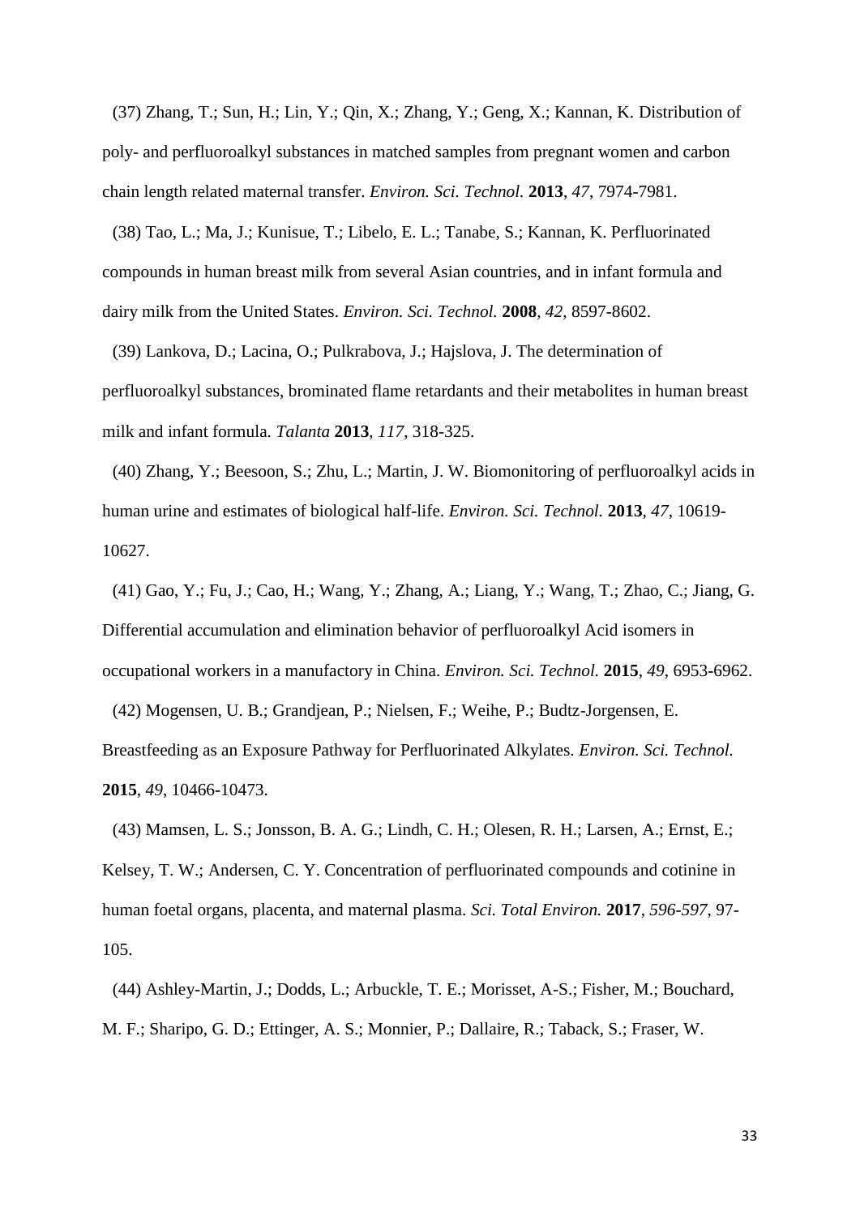(37) Zhang, T.; Sun, H.; Lin, Y.; Qin, X.; Zhang, Y.; Geng, X.; Kannan, K. Distribution of poly- and perfluoroalkyl substances in matched samples from pregnant women and carbon chain length related maternal transfer. *Environ. Sci. Technol.* **2013**, *47*, 7974-7981.

(38) Tao, L.; Ma, J.; Kunisue, T.; Libelo, E. L.; Tanabe, S.; Kannan, K. Perfluorinated compounds in human breast milk from several Asian countries, and in infant formula and dairy milk from the United States. *Environ. Sci. Technol.* **2008**, *42*, 8597-8602.

(39) Lankova, D.; Lacina, O.; Pulkrabova, J.; Hajslova, J. The determination of perfluoroalkyl substances, brominated flame retardants and their metabolites in human breast milk and infant formula. *Talanta* **2013**, *117*, 318-325.

(40) Zhang, Y.; Beesoon, S.; Zhu, L.; Martin, J. W. Biomonitoring of perfluoroalkyl acids in human urine and estimates of biological half-life. *Environ. Sci. Technol.* **2013**, *47*, 10619-10627.

(41) Gao, Y.; Fu, J.; Cao, H.; Wang, Y.; Zhang, A.; Liang, Y.; Wang, T.; Zhao, C.; Jiang, G. Differential accumulation and elimination behavior of perfluoroalkyl Acid isomers in occupational workers in a manufactory in China. *Environ. Sci. Technol.* **2015**, *49*, 6953-6962.

(42) Mogensen, U. B.; Grandjean, P.; Nielsen, F.; Weihe, P.; Budtz-Jorgensen, E. Breastfeeding as an Exposure Pathway for Perfluorinated Alkylates. *Environ. Sci. Technol.* **2015**, *49*, 10466-10473.

(43) Mamsen, L. S.; Jonsson, B. A. G.; Lindh, C. H.; Olesen, R. H.; Larsen, A.; Ernst, E.; Kelsey, T. W.; Andersen, C. Y. Concentration of perfluorinated compounds and cotinine in human foetal organs, placenta, and maternal plasma. *Sci. Total Environ.* **2017**, *596-597*, 97-105.

(44) Ashley-Martin, J.; Dodds, L.; Arbuckle, T. E.; Morisset, A-S.; Fisher, M.; Bouchard, M. F.; Sharipo, G. D.; Ettinger, A. S.; Monnier, P.; Dallaire, R.; Taback, S.; Fraser, W.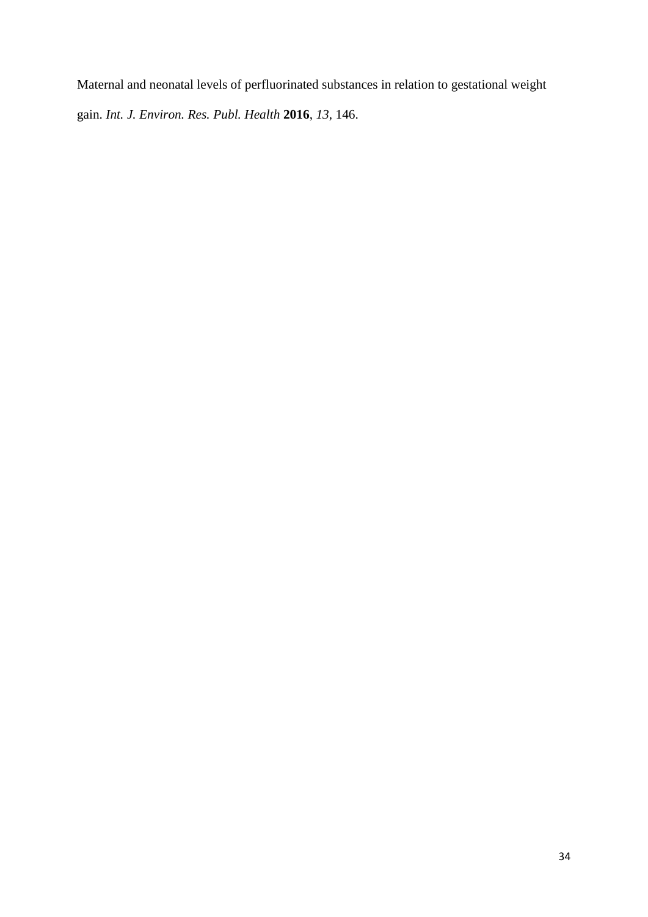Maternal and neonatal levels of perfluorinated substances in relation to gestational weight gain. *Int. J. Environ. Res. Publ. Health* **2016**, *13*, 146.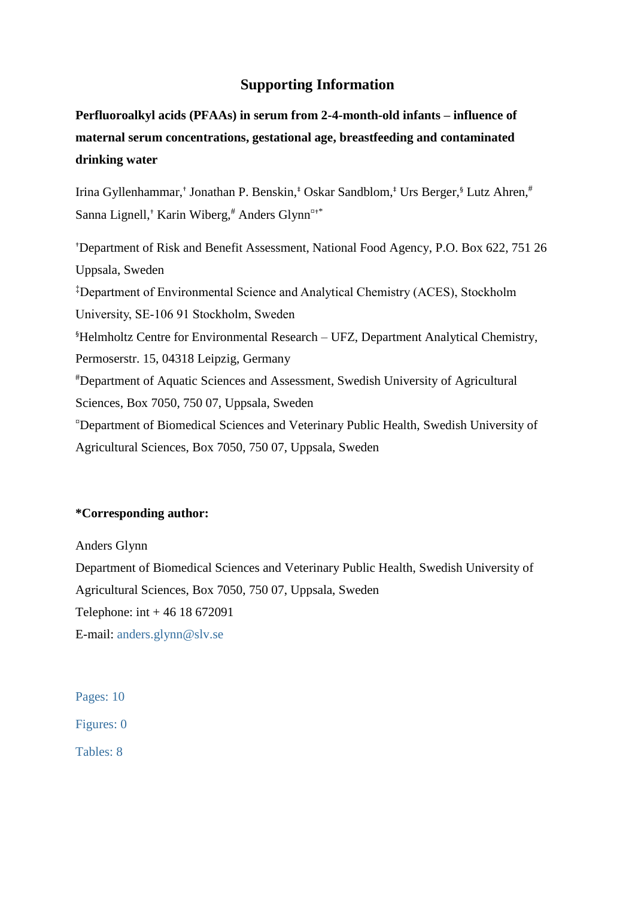# Supporting Information

**Perfluoroalkyl acids (PFAAs) in serum from 2-4-month-old infants – influence of maternal serum concentrations, gestational age, breastfeeding and contaminated drinking water**

Irina Gyllenhammar,[†] Jonathan P. Benskin,[‡] Oskar Sandblom,[‡] Urs Berger,[§] Lutz Ahren,[#] Sanna Lignell,[†] Karin Wiberg,[#] Anders Glynn[¤†*]

[†]Department of Risk and Benefit Assessment, National Food Agency, P.O. Box 622, 751 26 Uppsala, Sweden

[‡]Department of Environmental Science and Analytical Chemistry (ACES), Stockholm University, SE-106 91 Stockholm, Sweden

[§]Helmholtz Centre for Environmental Research – UFZ, Department Analytical Chemistry, Permoserstr. 15, 04318 Leipzig, Germany

[#]Department of Aquatic Sciences and Assessment, Swedish University of Agricultural Sciences, Box 7050, 750 07, Uppsala, Sweden

[¤]Department of Biomedical Sciences and Veterinary Public Health, Swedish University of Agricultural Sciences, Box 7050, 750 07, Uppsala, Sweden

**\*Corresponding author:**

Anders Glynn
Department of Biomedical Sciences and Veterinary Public Health, Swedish University of Agricultural Sciences, Box 7050, 750 07, Uppsala, Sweden
Telephone: int + 46 18 672091
E-mail: anders.glynn@slv.se

Pages: 10

Figures: 0

Tables: 8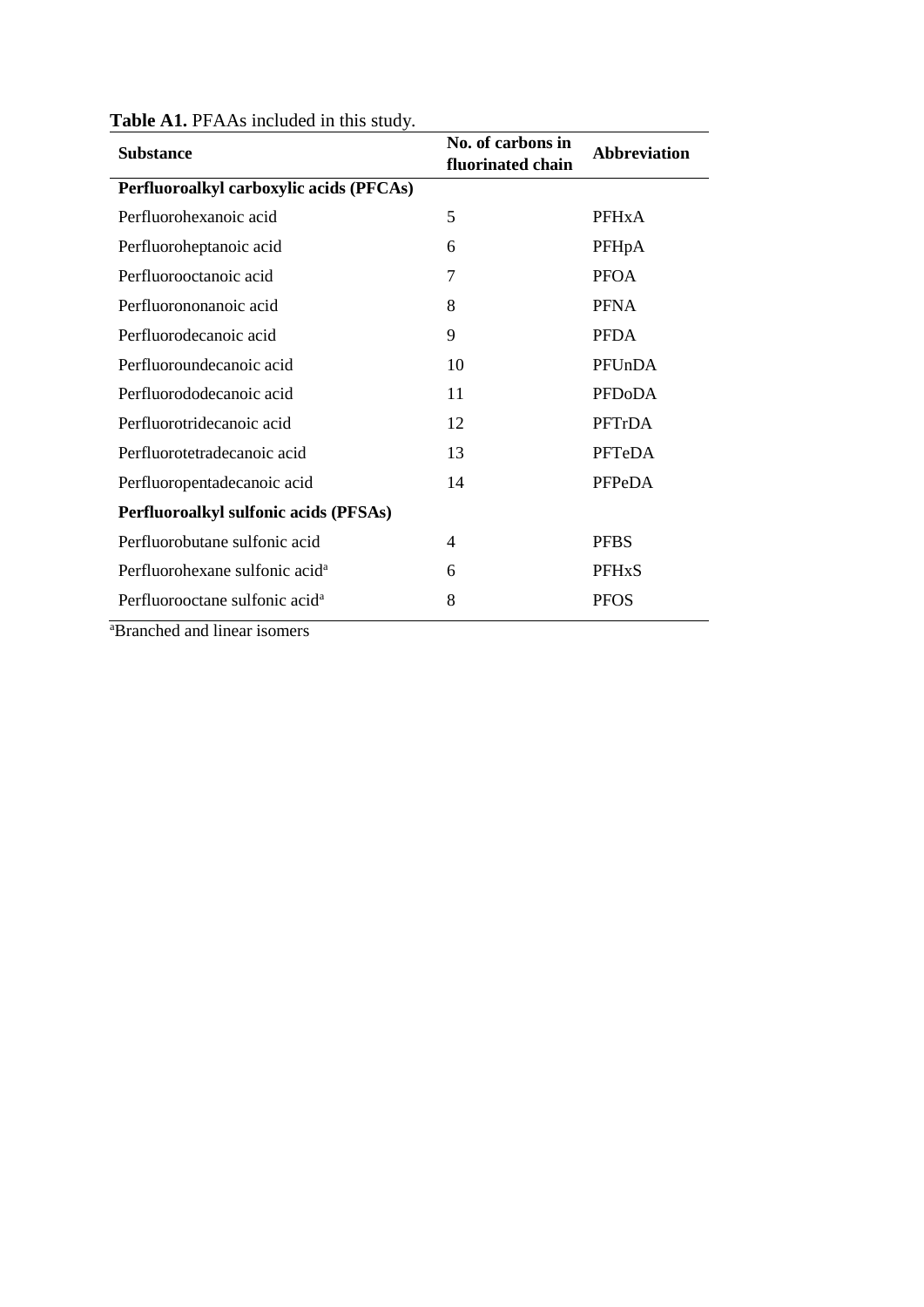**Table A1.** PFAAs included in this study.

| Substance | No. of carbons in fluorinated chain | Abbreviation |
|---|---|---|
| **Perfluoroalkyl carboxylic acids (PFCAs)** | | |
| Perfluorohexanoic acid | 5 | PFHxA |
| Perfluoroheptanoic acid | 6 | PFHpA |
| Perfluorooctanoic acid | 7 | PFOA |
| Perfluorononanoic acid | 8 | PFNA |
| Perfluorodecanoic acid | 9 | PFDA |
| Perfluoroundecanoic acid | 10 | PFUnDA |
| Perfluorododecanoic acid | 11 | PFDoDA |
| Perfluorotridecanoic acid | 12 | PFTrDA |
| Perfluorotetradecanoic acid | 13 | PFTeDA |
| Perfluoropentadecanoic acid | 14 | PFPeDA |
| **Perfluoroalkyl sulfonic acids (PFSAs)** | | |
| Perfluorobutane sulfonic acid | 4 | PFBS |
| Perfluorohexane sulfonic acid[a] | 6 | PFHxS |
| Perfluorooctane sulfonic acid[a] | 8 | PFOS |

[a]Branched and linear isomers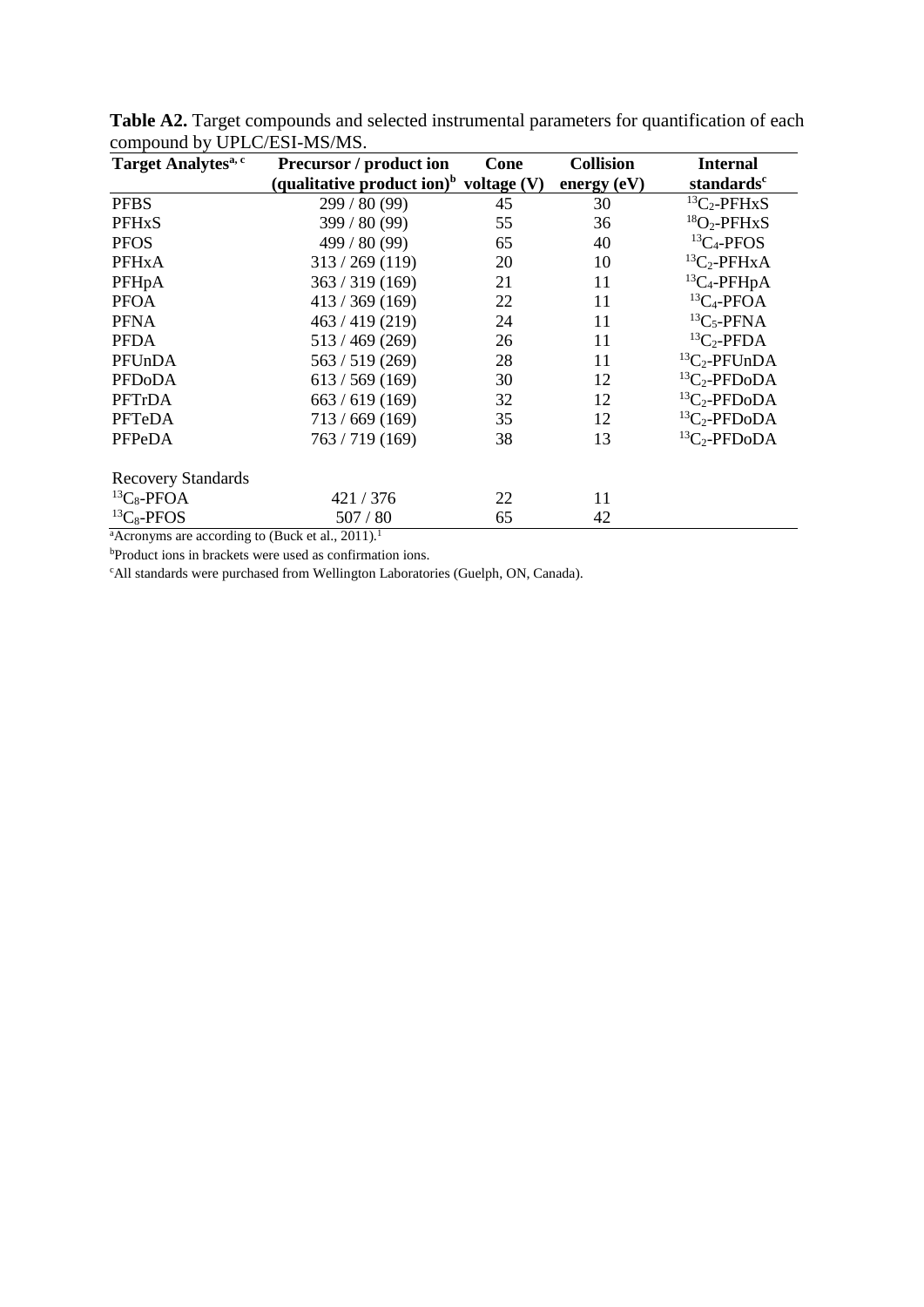**Table A2.** Target compounds and selected instrumental parameters for quantification of each compound by UPLC/ESI-MS/MS.

| Target Analytes[a, c] | Precursor / product ion (qualitative product ion)[b] | Cone voltage (V) | Collision energy (eV) | Internal standards[c] |
|---|---|---|---|---|
| PFBS | 299 / 80 (99) | 45 | 30 | $^{13}C_2$-PFHxS |
| PFHxS | 399 / 80 (99) | 55 | 36 | $^{18}O_2$-PFHxS |
| PFOS | 499 / 80 (99) | 65 | 40 | $^{13}C_4$-PFOS |
| PFHxA | 313 / 269 (119) | 20 | 10 | $^{13}C_2$-PFHxA |
| PFHpA | 363 / 319 (169) | 21 | 11 | $^{13}C_4$-PFHpA |
| PFOA | 413 / 369 (169) | 22 | 11 | $^{13}C_4$-PFOA |
| PFNA | 463 / 419 (219) | 24 | 11 | $^{13}C_5$-PFNA |
| PFDA | 513 / 469 (269) | 26 | 11 | $^{13}C_2$-PFDA |
| PFUnDA | 563 / 519 (269) | 28 | 11 | $^{13}C_2$-PFUnDA |
| PFDoDA | 613 / 569 (169) | 30 | 12 | $^{13}C_2$-PFDoDA |
| PFTrDA | 663 / 619 (169) | 32 | 12 | $^{13}C_2$-PFDoDA |
| PFTeDA | 713 / 669 (169) | 35 | 12 | $^{13}C_2$-PFDoDA |
| PFPeDA | 763 / 719 (169) | 38 | 13 | $^{13}C_2$-PFDoDA |
| | | | | |
| Recovery Standards | | | | |
| $^{13}C_8$-PFOA | 421 / 376 | 22 | 11 | |
| $^{13}C_8$-PFOS | 507 / 80 | 65 | 42 | |

[a]Acronyms are according to (Buck et al., 2011).[1]

[b]Product ions in brackets were used as confirmation ions.

[c]All standards were purchased from Wellington Laboratories (Guelph, ON, Canada).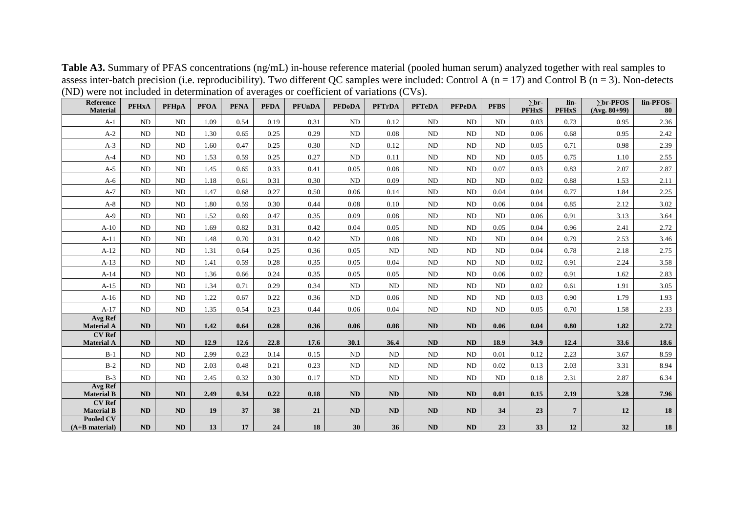**Table A3.** Summary of PFAS concentrations (ng/mL) in-house reference material (pooled human serum) analyzed together with real samples to assess inter-batch precision (i.e. reproducibility). Two different QC samples were included: Control A (n = 17) and Control B (n = 3). Non-detects (ND) were not included in determination of averages or coefficient of variations (CVs).

| Reference Material | PFHxA | PFHpA | PFOA | PFNA | PFDA | PFUnDA | PFDoDA | PFTrDA | PFTeDA | PFPeDA | PFBS | ∑br-PFHxS | lin-PFHxS | ∑br-PFOS (Avg. 80+99) | lin-PFOS-80 |
|---|---|---|---|---|---|---|---|---|---|---|---|---|---|---|---|
| A-1 | ND | ND | 1.09 | 0.54 | 0.19 | 0.31 | ND | 0.12 | ND | ND | ND | 0.03 | 0.73 | 0.95 | 2.36 |
| A-2 | ND | ND | 1.30 | 0.65 | 0.25 | 0.29 | ND | 0.08 | ND | ND | ND | 0.06 | 0.68 | 0.95 | 2.42 |
| A-3 | ND | ND | 1.60 | 0.47 | 0.25 | 0.30 | ND | 0.12 | ND | ND | ND | 0.05 | 0.71 | 0.98 | 2.39 |
| A-4 | ND | ND | 1.53 | 0.59 | 0.25 | 0.27 | ND | 0.11 | ND | ND | ND | 0.05 | 0.75 | 1.10 | 2.55 |
| A-5 | ND | ND | 1.45 | 0.65 | 0.33 | 0.41 | 0.05 | 0.08 | ND | ND | 0.07 | 0.03 | 0.83 | 2.07 | 2.87 |
| A-6 | ND | ND | 1.18 | 0.61 | 0.31 | 0.30 | ND | 0.09 | ND | ND | ND | 0.02 | 0.88 | 1.53 | 2.11 |
| A-7 | ND | ND | 1.47 | 0.68 | 0.27 | 0.50 | 0.06 | 0.14 | ND | ND | 0.04 | 0.04 | 0.77 | 1.84 | 2.25 |
| A-8 | ND | ND | 1.80 | 0.59 | 0.30 | 0.44 | 0.08 | 0.10 | ND | ND | 0.06 | 0.04 | 0.85 | 2.12 | 3.02 |
| A-9 | ND | ND | 1.52 | 0.69 | 0.47 | 0.35 | 0.09 | 0.08 | ND | ND | ND | 0.06 | 0.91 | 3.13 | 3.64 |
| A-10 | ND | ND | 1.69 | 0.82 | 0.31 | 0.42 | 0.04 | 0.05 | ND | ND | 0.05 | 0.04 | 0.96 | 2.41 | 2.72 |
| A-11 | ND | ND | 1.48 | 0.70 | 0.31 | 0.42 | ND | 0.08 | ND | ND | ND | 0.04 | 0.79 | 2.53 | 3.46 |
| A-12 | ND | ND | 1.31 | 0.64 | 0.25 | 0.36 | 0.05 | ND | ND | ND | ND | 0.04 | 0.78 | 2.18 | 2.75 |
| A-13 | ND | ND | 1.41 | 0.59 | 0.28 | 0.35 | 0.05 | 0.04 | ND | ND | ND | 0.02 | 0.91 | 2.24 | 3.58 |
| A-14 | ND | ND | 1.36 | 0.66 | 0.24 | 0.35 | 0.05 | 0.05 | ND | ND | 0.06 | 0.02 | 0.91 | 1.62 | 2.83 |
| A-15 | ND | ND | 1.34 | 0.71 | 0.29 | 0.34 | ND | ND | ND | ND | ND | 0.02 | 0.61 | 1.91 | 3.05 |
| A-16 | ND | ND | 1.22 | 0.67 | 0.22 | 0.36 | ND | 0.06 | ND | ND | ND | 0.03 | 0.90 | 1.79 | 1.93 |
| A-17 | ND | ND | 1.35 | 0.54 | 0.23 | 0.44 | 0.06 | 0.04 | ND | ND | ND | 0.05 | 0.70 | 1.58 | 2.33 |
| **Avg Ref Material A** | **ND** | **ND** | **1.42** | **0.64** | **0.28** | **0.36** | **0.06** | **0.08** | **ND** | **ND** | **0.06** | **0.04** | **0.80** | **1.82** | **2.72** |
| **CV Ref Material A** | **ND** | **ND** | **12.9** | **12.6** | **22.8** | **17.6** | **30.1** | **36.4** | **ND** | **ND** | **18.9** | **34.9** | **12.4** | **33.6** | **18.6** |
| B-1 | ND | ND | 2.99 | 0.23 | 0.14 | 0.15 | ND | ND | ND | ND | 0.01 | 0.12 | 2.23 | 3.67 | 8.59 |
| B-2 | ND | ND | 2.03 | 0.48 | 0.21 | 0.23 | ND | ND | ND | ND | 0.02 | 0.13 | 2.03 | 3.31 | 8.94 |
| B-3 | ND | ND | 2.45 | 0.32 | 0.30 | 0.17 | ND | ND | ND | ND | ND | 0.18 | 2.31 | 2.87 | 6.34 |
| **Avg Ref Material B** | **ND** | **ND** | **2.49** | **0.34** | **0.22** | **0.18** | **ND** | **ND** | **ND** | **ND** | **0.01** | **0.15** | **2.19** | **3.28** | **7.96** |
| **CV Ref Material B** | **ND** | **ND** | **19** | **37** | **38** | **21** | **ND** | **ND** | **ND** | **ND** | **34** | **23** | **7** | **12** | **18** |
| **Pooled CV (A+B material)** | **ND** | **ND** | **13** | **17** | **24** | **18** | **30** | **36** | **ND** | **ND** | **23** | **33** | **12** | **32** | **18** |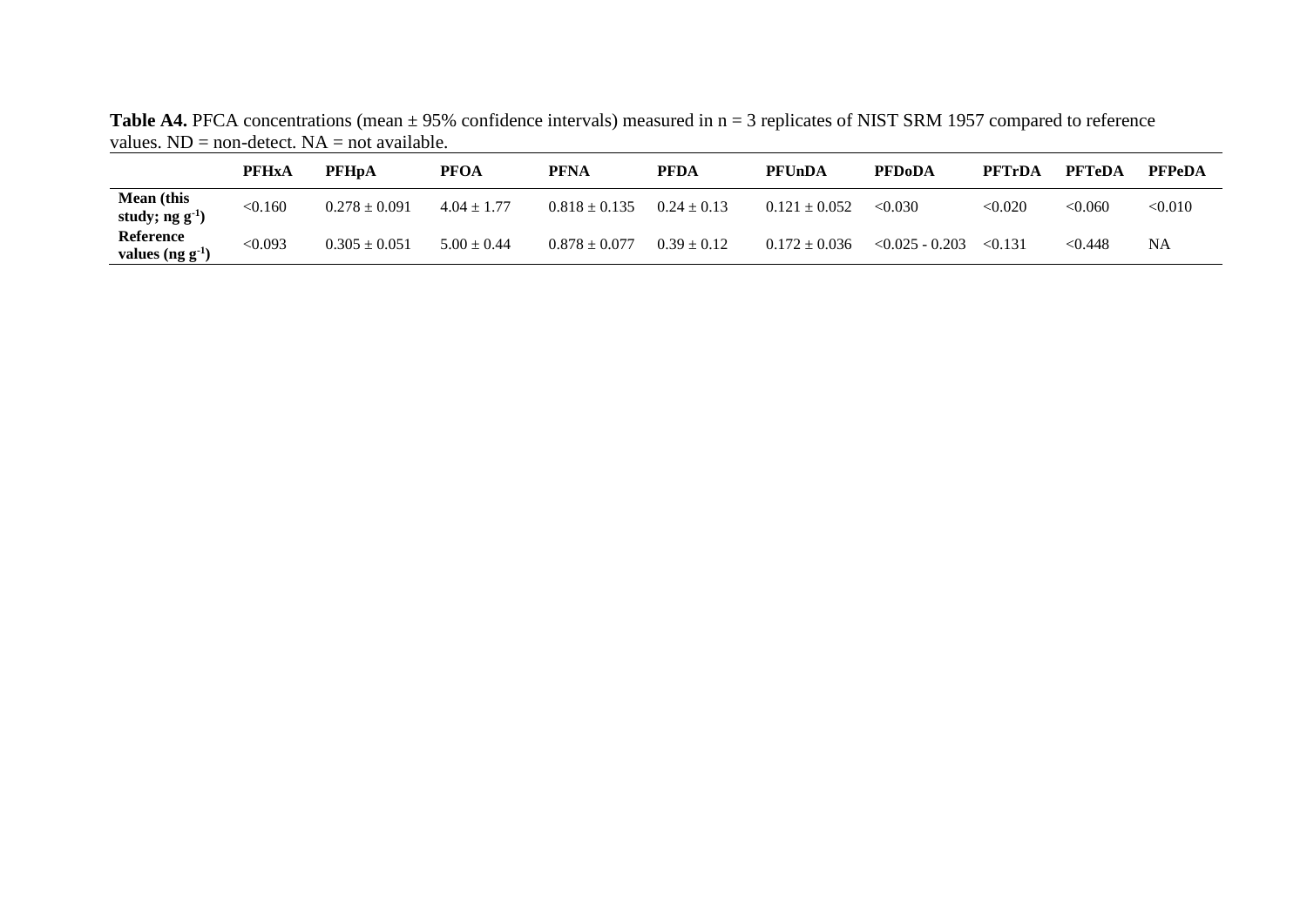**Table A4.** PFCA concentrations (mean ± 95% confidence intervals) measured in n = 3 replicates of NIST SRM 1957 compared to reference values. ND = non-detect. NA = not available.

| | PFHxA | PFHpA | PFOA | PFNA | PFDA | PFUnDA | PFDoDA | PFTrDA | PFTeDA | PFPeDA |
|---|---|---|---|---|---|---|---|---|---|---|
| **Mean (this study; ng $g^{-1}$)** | <0.160 | 0.278 ± 0.091 | 4.04 ± 1.77 | 0.818 ± 0.135 | 0.24 ± 0.13 | 0.121 ± 0.052 | <0.030 | <0.020 | <0.060 | <0.010 |
| **Reference values (ng $g^{-1}$)** | <0.093 | 0.305 ± 0.051 | 5.00 ± 0.44 | 0.878 ± 0.077 | 0.39 ± 0.12 | 0.172 ± 0.036 | <0.025 - 0.203 | <0.131 | <0.448 | NA |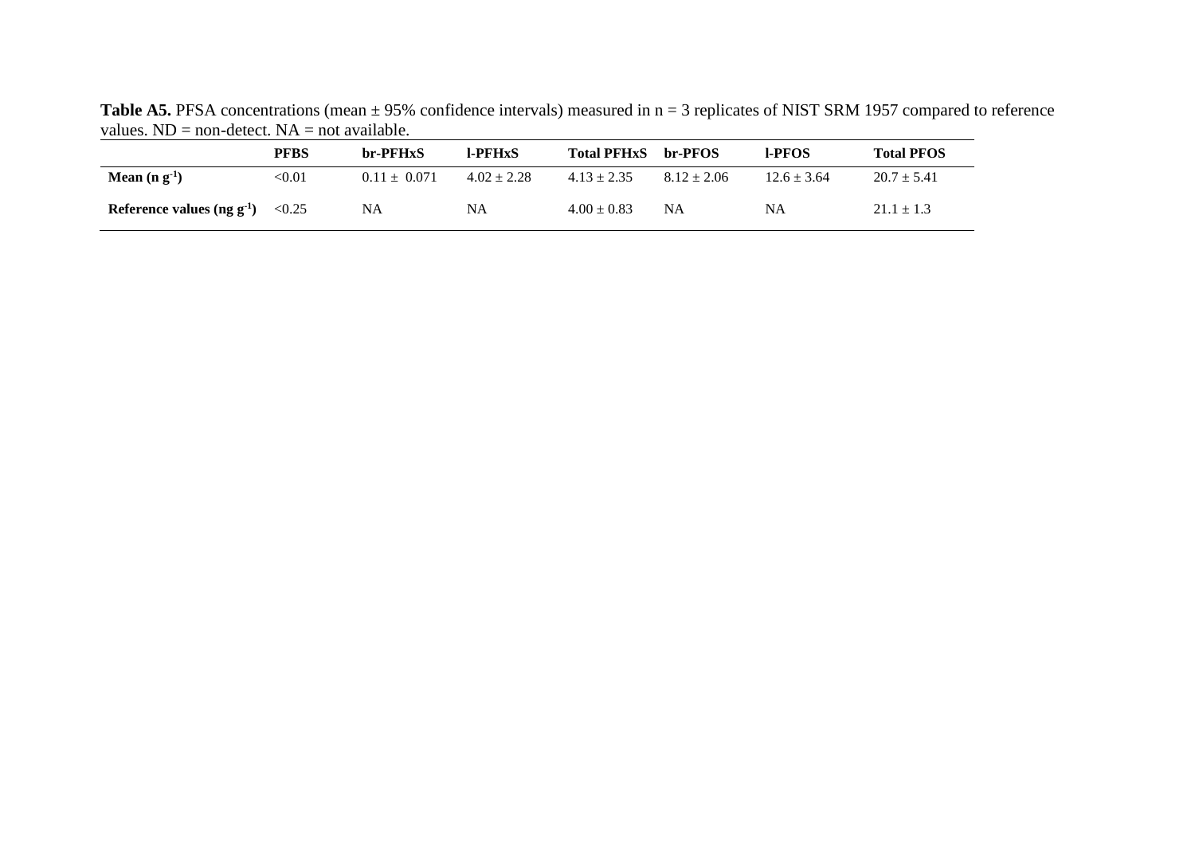**Table A5.** PFSA concentrations (mean ± 95% confidence intervals) measured in n = 3 replicates of NIST SRM 1957 compared to reference values. ND = non-detect. NA = not available.

| | PFBS | br-PFHxS | l-PFHxS | Total PFHxS | br-PFOS | l-PFOS | Total PFOS |
|---|---|---|---|---|---|---|---|
| **Mean (n $g^{-1}$)** | <0.01 | 0.11 ± 0.071 | 4.02 ± 2.28 | 4.13 ± 2.35 | 8.12 ± 2.06 | 12.6 ± 3.64 | 20.7 ± 5.41 |
| **Reference values (ng $g^{-1}$)** | <0.25 | NA | NA | 4.00 ± 0.83 | NA | NA | 21.1 ± 1.3 |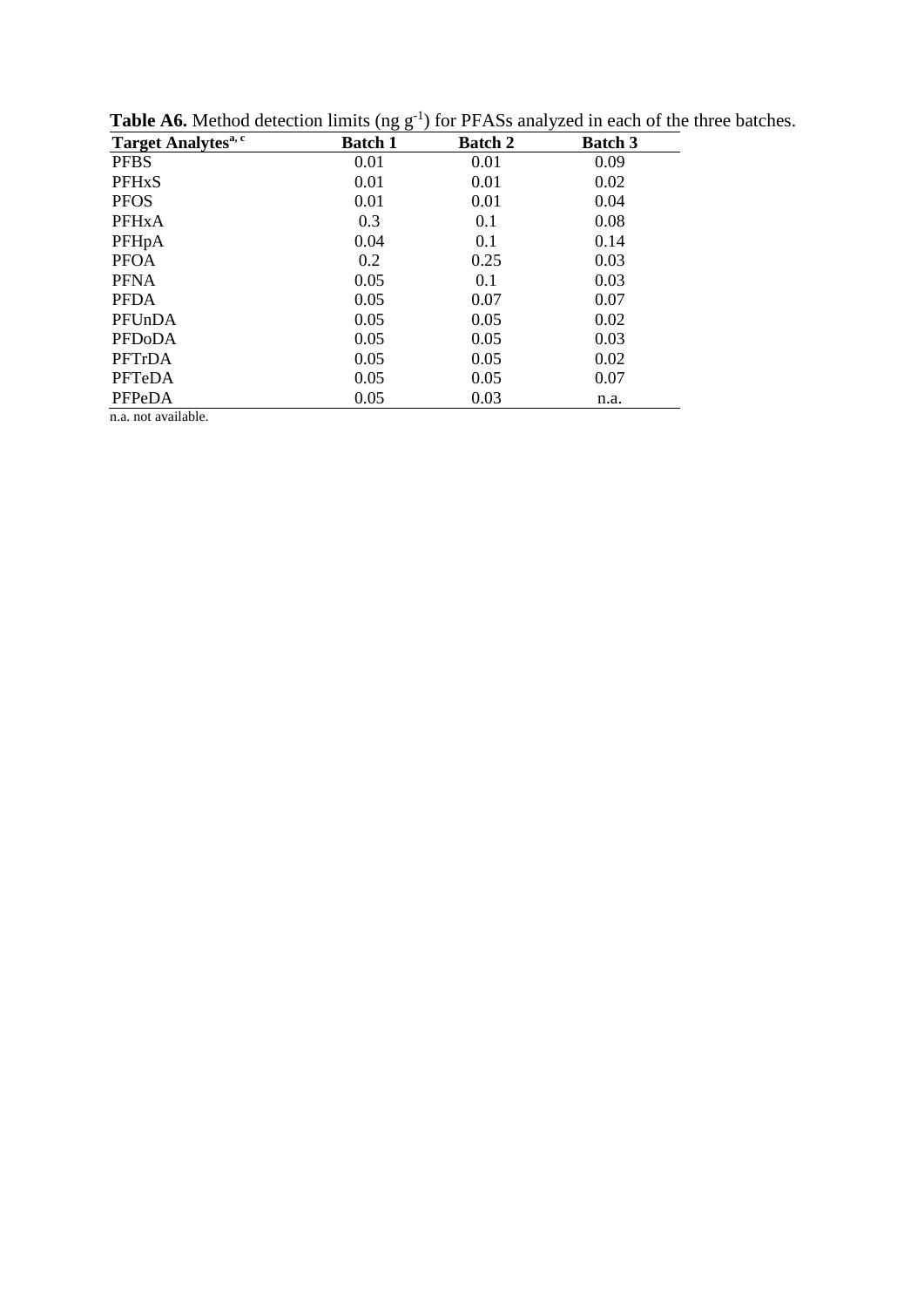**Table A6.** Method detection limits (ng $g^{-1}$) for PFASs analyzed in each of the three batches.

| Target Analytes[a, c] | Batch 1 | Batch 2 | Batch 3 |
|---|---|---|---|
| PFBS | 0.01 | 0.01 | 0.09 |
| PFHxS | 0.01 | 0.01 | 0.02 |
| PFOS | 0.01 | 0.01 | 0.04 |
| PFHxA | 0.3 | 0.1 | 0.08 |
| PFHpA | 0.04 | 0.1 | 0.14 |
| PFOA | 0.2 | 0.25 | 0.03 |
| PFNA | 0.05 | 0.1 | 0.03 |
| PFDA | 0.05 | 0.07 | 0.07 |
| PFUnDA | 0.05 | 0.05 | 0.02 |
| PFDoDA | 0.05 | 0.05 | 0.03 |
| PFTrDA | 0.05 | 0.05 | 0.02 |
| PFTeDA | 0.05 | 0.05 | 0.07 |
| PFPeDA | 0.05 | 0.03 | n.a. |

n.a. not available.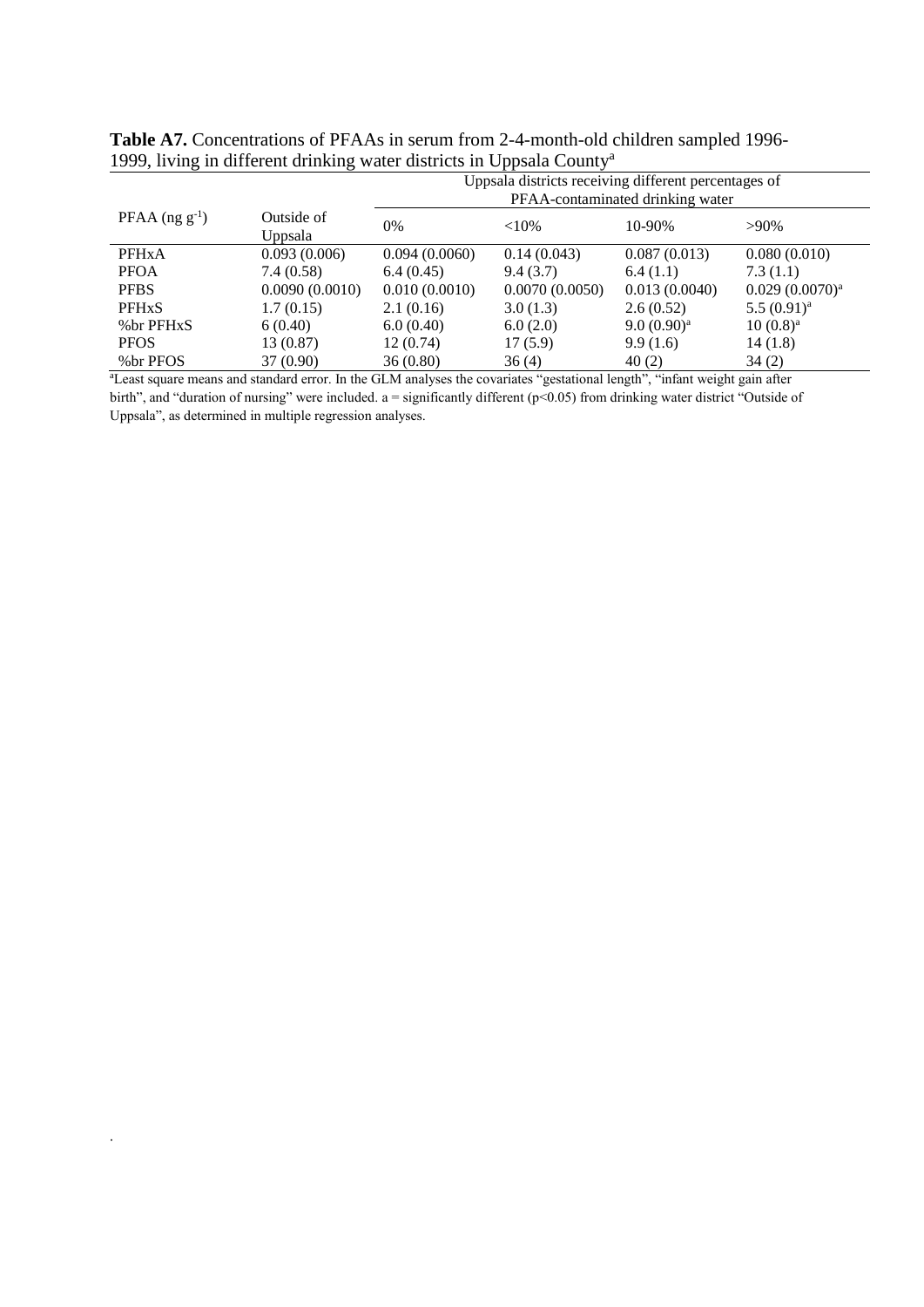**Table A7.** Concentrations of PFAAs in serum from 2-4-month-old children sampled 1996-1999, living in different drinking water districts in Uppsala County[a]

| PFAA (ng $g^{-1}$) | Outside of Uppsala | Uppsala districts receiving different percentages of PFAA-contaminated drinking water | | | |
|---|---|---|---|---|---|
| | | 0% | <10% | 10-90% | >90% |
| PFHxA | 0.093 (0.006) | 0.094 (0.0060) | 0.14 (0.043) | 0.087 (0.013) | 0.080 (0.010) |
| PFOA | 7.4 (0.58) | 6.4 (0.45) | 9.4 (3.7) | 6.4 (1.1) | 7.3 (1.1) |
| PFBS | 0.0090 (0.0010) | 0.010 (0.0010) | 0.0070 (0.0050) | 0.013 (0.0040) | 0.029 (0.0070)[a] |
| PFHxS | 1.7 (0.15) | 2.1 (0.16) | 3.0 (1.3) | 2.6 (0.52) | 5.5 (0.91)[a] |
| %br PFHxS | 6 (0.40) | 6.0 (0.40) | 6.0 (2.0) | 9.0 (0.90)[a] | 10 (0.8)[a] |
| PFOS | 13 (0.87) | 12 (0.74) | 17 (5.9) | 9.9 (1.6) | 14 (1.8) |
| %br PFOS | 37 (0.90) | 36 (0.80) | 36 (4) | 40 (2) | 34 (2) |

[a]Least square means and standard error. In the GLM analyses the covariates "gestational length", "infant weight gain after birth", and "duration of nursing" were included. a = significantly different ($p<0.05$) from drinking water district "Outside of Uppsala", as determined in multiple regression analyses.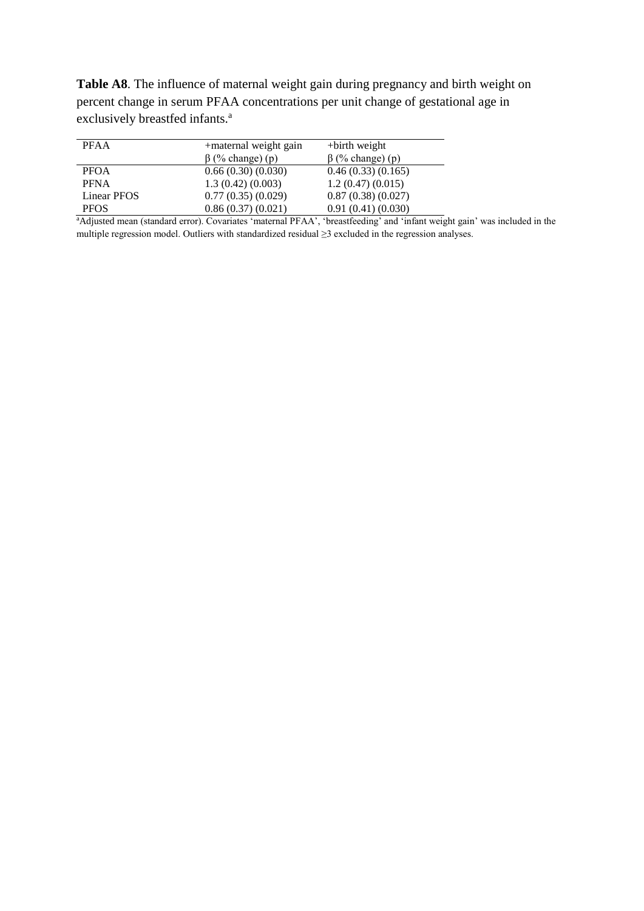**Table A8**. The influence of maternal weight gain during pregnancy and birth weight on percent change in serum PFAA concentrations per unit change of gestational age in exclusively breastfed infants.[a]

| PFAA | +maternal weight gain | +birth weight |
|---|---|---|
| | β (% change) (p) | β (% change) (p) |
| PFOA | 0.66 (0.30) (0.030) | 0.46 (0.33) (0.165) |
| PFNA | 1.3 (0.42) (0.003) | 1.2 (0.47) (0.015) |
| Linear PFOS | 0.77 (0.35) (0.029) | 0.87 (0.38) (0.027) |
| PFOS | 0.86 (0.37) (0.021) | 0.91 (0.41) (0.030) |

[a]Adjusted mean (standard error). Covariates 'maternal PFAA', 'breastfeeding' and 'infant weight gain' was included in the multiple regression model. Outliers with standardized residual ≥3 excluded in the regression analyses.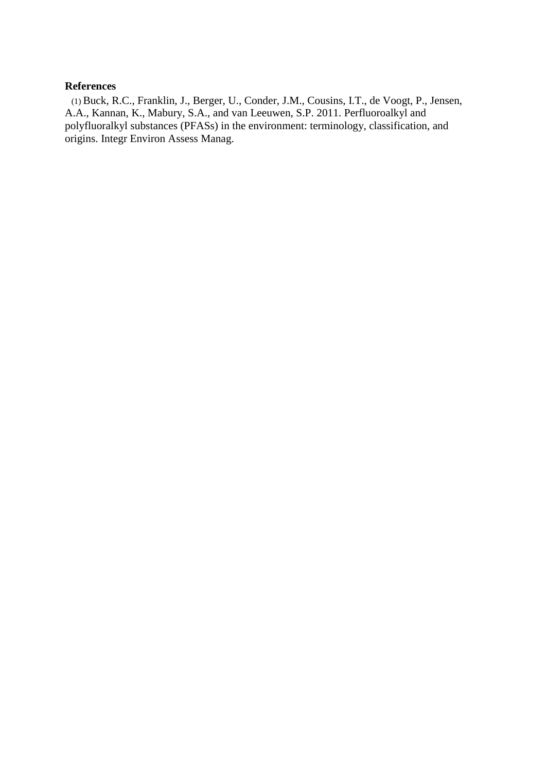**References**

(1) Buck, R.C., Franklin, J., Berger, U., Conder, J.M., Cousins, I.T., de Voogt, P., Jensen, A.A., Kannan, K., Mabury, S.A., and van Leeuwen, S.P. 2011. Perfluoroalkyl and polyfluoralkyl substances (PFASs) in the environment: terminology, classification, and origins. Integr Environ Assess Manag.